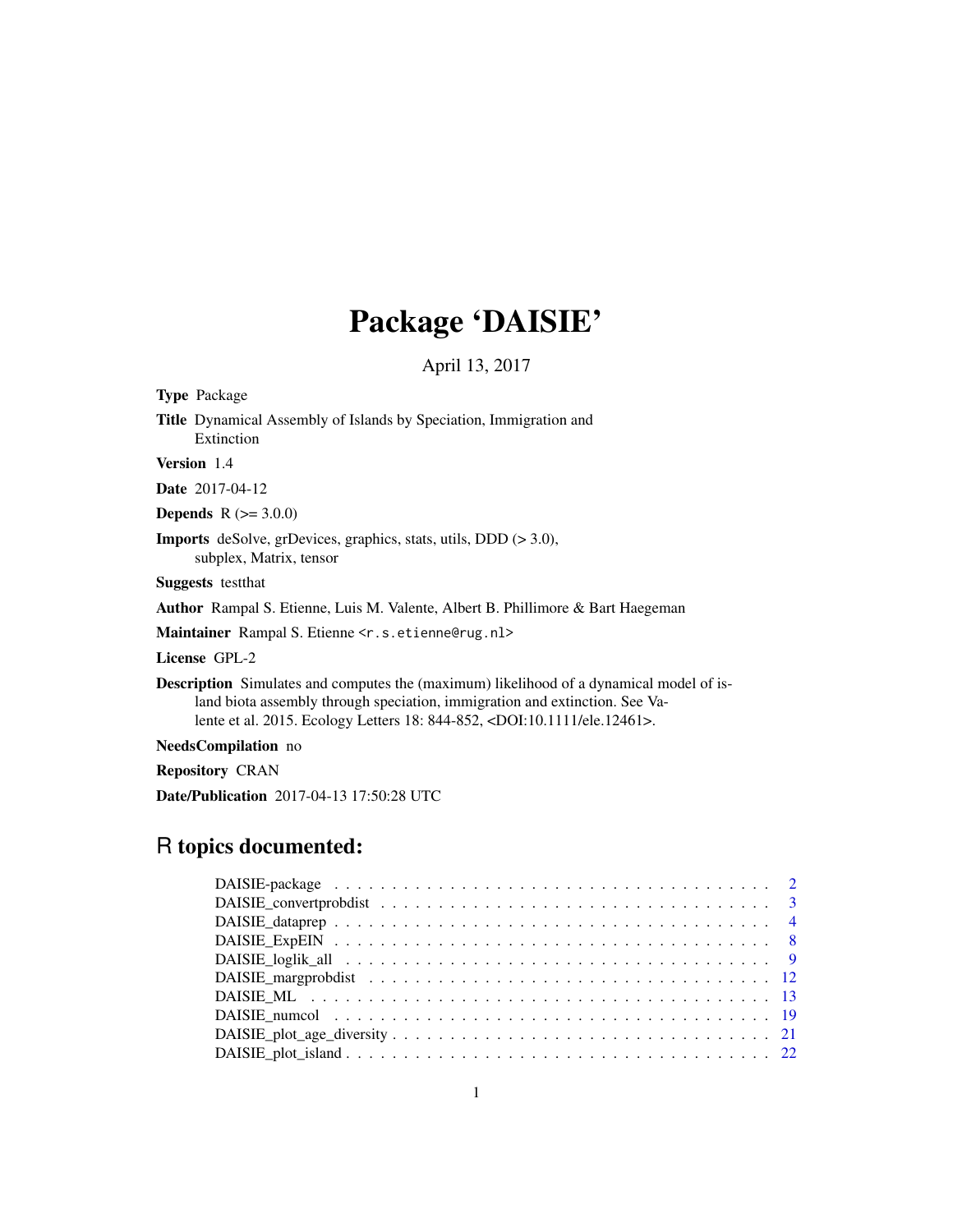# Package 'DAISIE'

April 13, 2017

**Type** Package

**Title** Dynamical Assembly of Islands by Speciation, Immigration and Extinction

**Version** 1.4

**Date** 2017-04-12

**Depends** R (>= 3.0.0)

**Imports** deSolve, grDevices, graphics, stats, utils, DDD (> 3.0), subplex, Matrix, tensor

**Suggests** testthat

**Author** Rampal S. Etienne, Luis M. Valente, Albert B. Phillimore & Bart Haegeman

**Maintainer** Rampal S. Etienne <r.s.etienne@rug.nl>

**License** GPL-2

**Description** Simulates and computes the (maximum) likelihood of a dynamical model of island biota assembly through speciation, immigration and extinction. See Valente et al. 2015. Ecology Letters 18: 844-852, <DOI:10.1111/ele.12461>.

**NeedsCompilation** no

**Repository** CRAN

**Date/Publication** 2017-04-13 17:50:28 UTC

## R topics documented:

| | |
|---|---|
| DAISIE-package | 2 |
| DAISIE_convertprobdist | 3 |
| DAISIE_dataprep | 4 |
| DAISIE_ExpEIN | 8 |
| DAISIE_loglik_all | 9 |
| DAISIE_margprobdist | 12 |
| DAISIE_ML | 13 |
| DAISIE_numcol | 19 |
| DAISIE_plot_age_diversity | 21 |
| DAISIE_plot_island | 22 |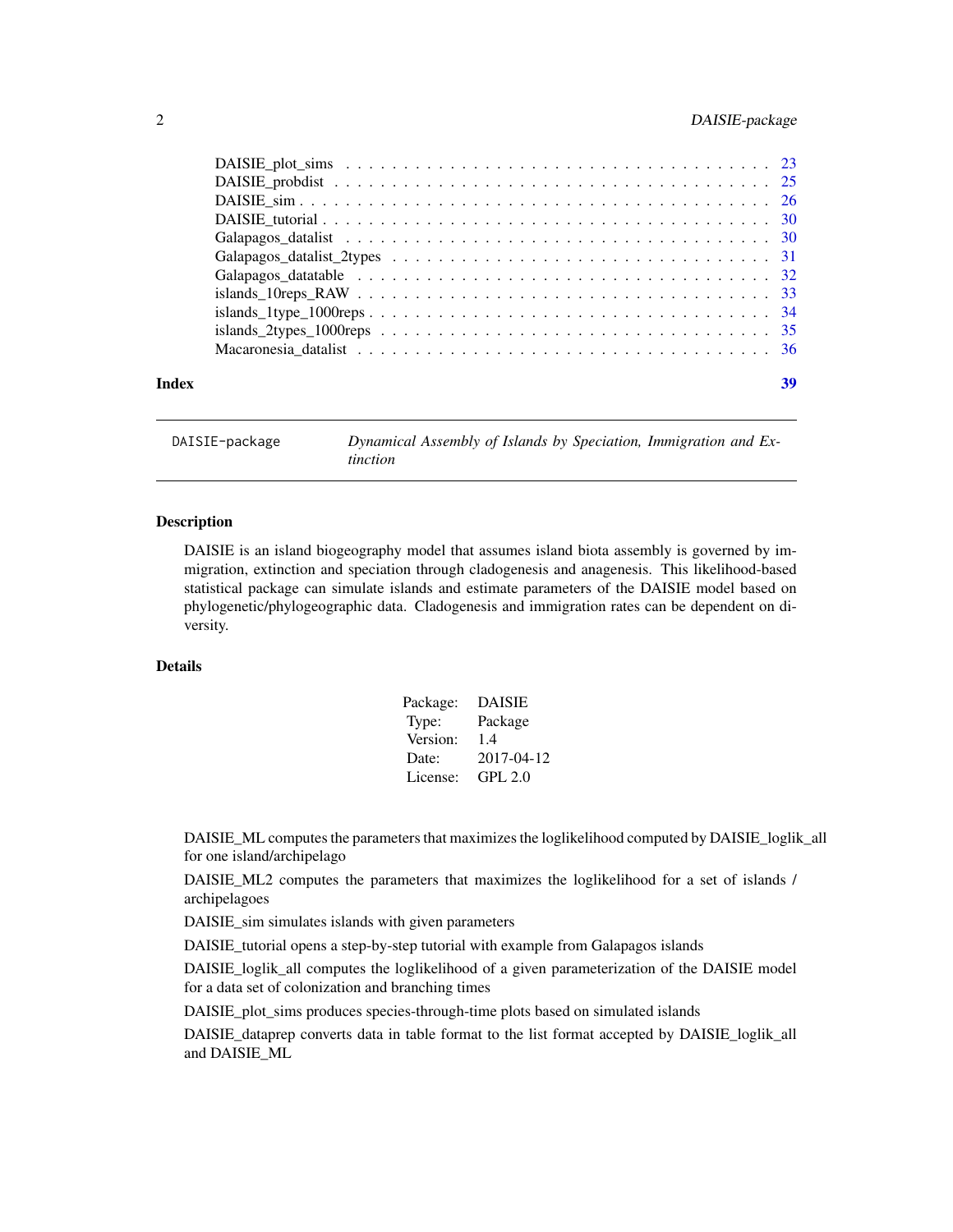| | |
|---|---|
| DAISIE_plot_sims | 23 |
| DAISIE_probdist | 25 |
| DAISIE_sim | 26 |
| DAISIE_tutorial | 30 |
| Galapagos_datalist | 30 |
| Galapagos_datalist_2types | 31 |
| Galapagos_datatable | 32 |
| islands_10reps_RAW | 33 |
| islands_1type_1000reps | 34 |
| islands_2types_1000reps | 35 |
| Macaronesia_datalist | 36 |

**Index** **39**

---

# DAISIE-package — *Dynamical Assembly of Islands by Speciation, Immigration and Extinction*

## Description

DAISIE is an island biogeography model that assumes island biota assembly is governed by immigration, extinction and speciation through cladogenesis and anagenesis. This likelihood-based statistical package can simulate islands and estimate parameters of the DAISIE model based on phylogenetic/phylogeographic data. Cladogenesis and immigration rates can be dependent on diversity.

## Details

| | |
|---|---|
| Package: | DAISIE |
| Type: | Package |
| Version: | 1.4 |
| Date: | 2017-04-12 |
| License: | GPL 2.0 |

DAISIE_ML computes the parameters that maximizes the loglikelihood computed by DAISIE_loglik_all for one island/archipelago

DAISIE_ML2 computes the parameters that maximizes the loglikelihood for a set of islands / archipelagoes

DAISIE_sim simulates islands with given parameters

DAISIE_tutorial opens a step-by-step tutorial with example from Galapagos islands

DAISIE_loglik_all computes the loglikelihood of a given parameterization of the DAISIE model for a data set of colonization and branching times

DAISIE_plot_sims produces species-through-time plots based on simulated islands

DAISIE_dataprep converts data in table format to the list format accepted by DAISIE_loglik_all and DAISIE_ML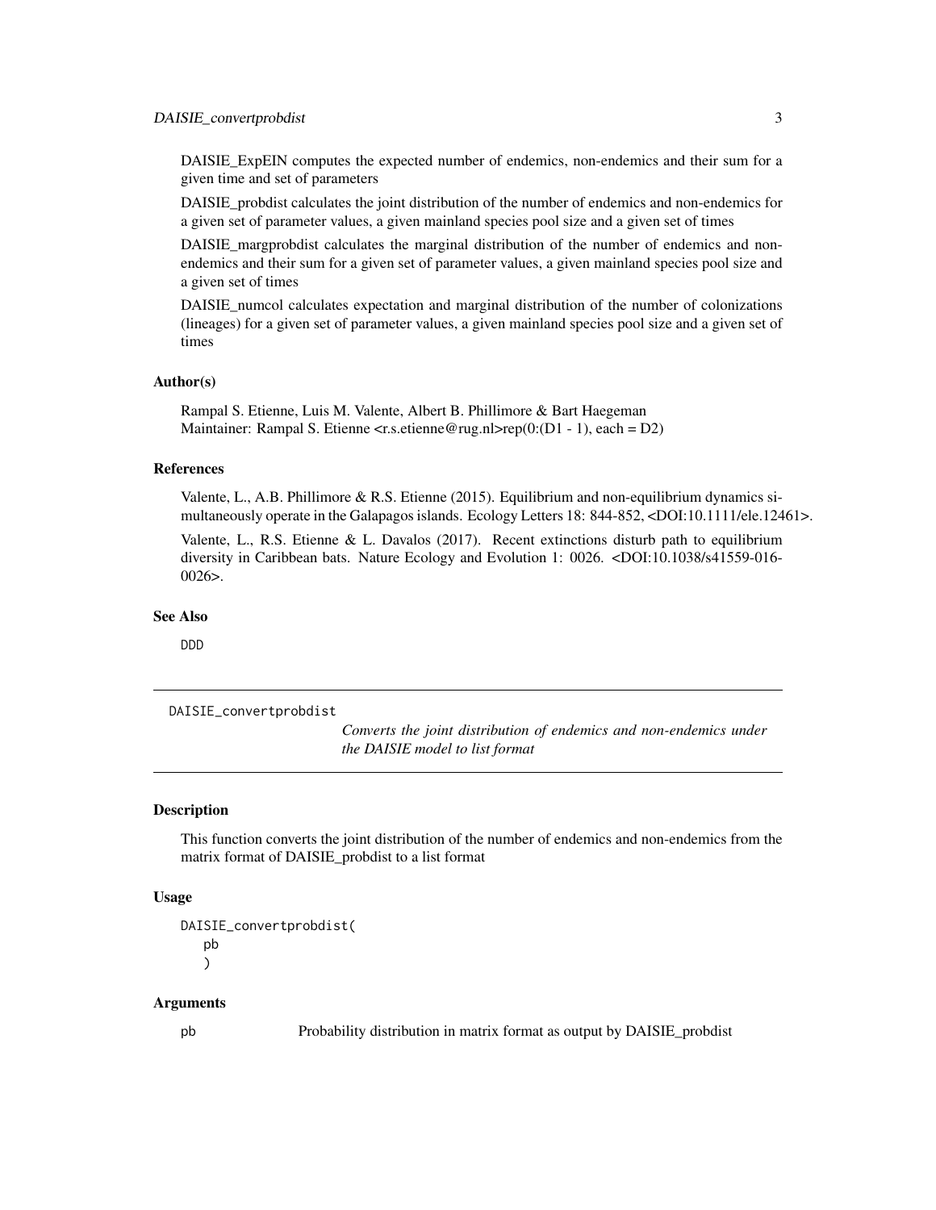DAISIE_ExpEIN computes the expected number of endemics, non-endemics and their sum for a given time and set of parameters

DAISIE_probdist calculates the joint distribution of the number of endemics and non-endemics for a given set of parameter values, a given mainland species pool size and a given set of times

DAISIE_margprobdist calculates the marginal distribution of the number of endemics and non-endemics and their sum for a given set of parameter values, a given mainland species pool size and a given set of times

DAISIE_numcol calculates expectation and marginal distribution of the number of colonizations (lineages) for a given set of parameter values, a given mainland species pool size and a given set of times

### Author(s)

Rampal S. Etienne, Luis M. Valente, Albert B. Phillimore & Bart Haegeman
Maintainer: Rampal S. Etienne <r.s.etienne@rug.nl>rep(0:(D1 - 1), each = D2)

### References

Valente, L., A.B. Phillimore & R.S. Etienne (2015). Equilibrium and non-equilibrium dynamics simultaneously operate in the Galapagos islands. Ecology Letters 18: 844-852, <DOI:10.1111/ele.12461>.

Valente, L., R.S. Etienne & L. Davalos (2017). Recent extinctions disturb path to equilibrium diversity in Caribbean bats. Nature Ecology and Evolution 1: 0026. <DOI:10.1038/s41559-016-0026>.

### See Also

DDD

---

## DAISIE_convertprobdist

*Converts the joint distribution of endemics and non-endemics under the DAISIE model to list format*

---

### Description

This function converts the joint distribution of the number of endemics and non-endemics from the matrix format of DAISIE_probdist to a list format

### Usage

```
DAISIE_convertprobdist(
   pb
   )
```

### Arguments

pb    Probability distribution in matrix format as output by DAISIE_probdist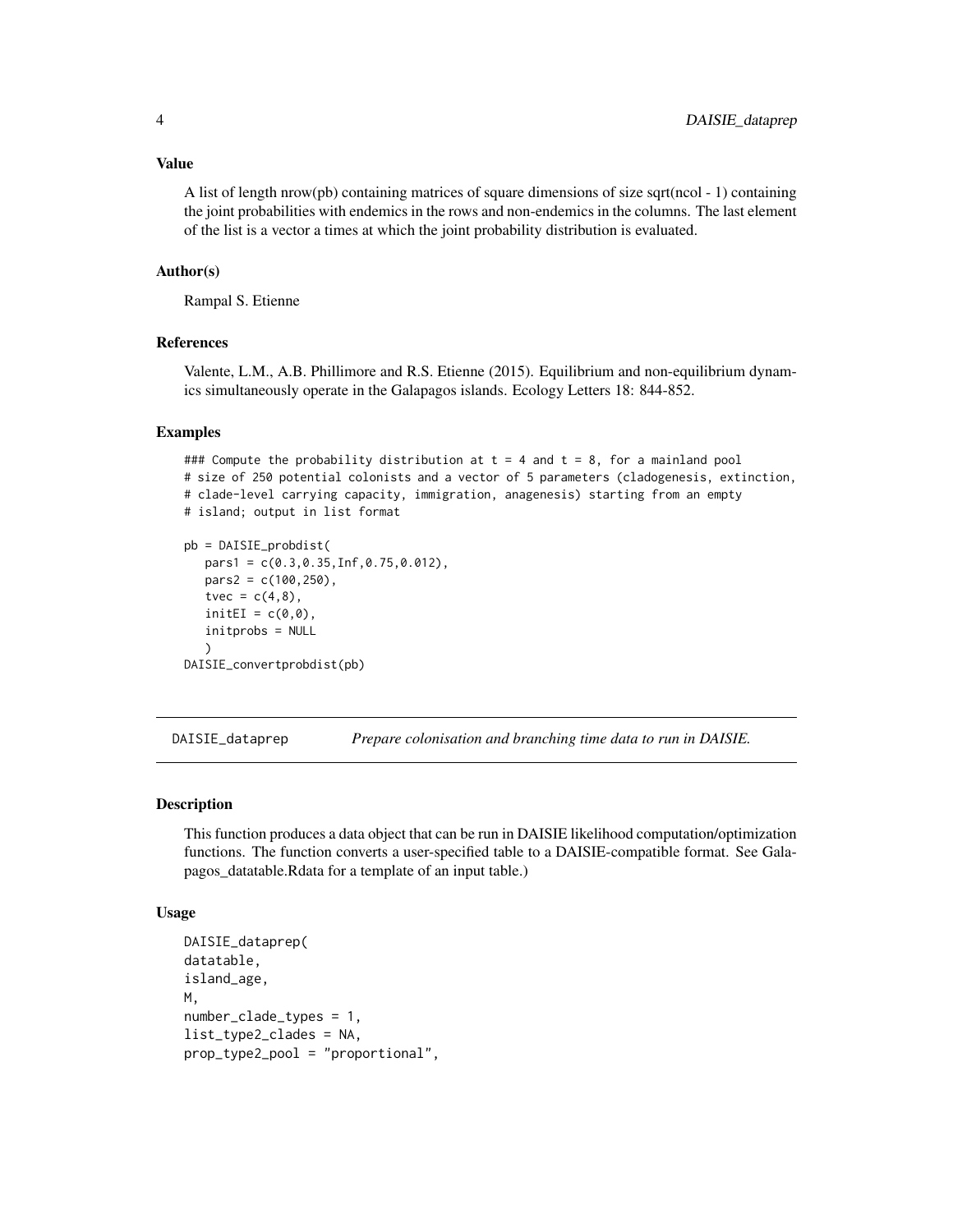### Value

A list of length nrow(pb) containing matrices of square dimensions of size sqrt(ncol - 1) containing the joint probabilities with endemics in the rows and non-endemics in the columns. The last element of the list is a vector a times at which the joint probability distribution is evaluated.

### Author(s)

Rampal S. Etienne

### References

Valente, L.M., A.B. Phillimore and R.S. Etienne (2015). Equilibrium and non-equilibrium dynamics simultaneously operate in the Galapagos islands. Ecology Letters 18: 844-852.

### Examples

```
### Compute the probability distribution at t = 4 and t = 8, for a mainland pool
# size of 250 potential colonists and a vector of 5 parameters (cladogenesis, extinction,
# clade-level carrying capacity, immigration, anagenesis) starting from an empty
# island; output in list format

pb = DAISIE_probdist(
   pars1 = c(0.3,0.35,Inf,0.75,0.012),
   pars2 = c(100,250),
   tvec = c(4,8),
   initEI = c(0,0),
   initprobs = NULL
   )
DAISIE_convertprobdist(pb)
```

---

## DAISIE_dataprep — *Prepare colonisation and branching time data to run in DAISIE.*

---

### Description

This function produces a data object that can be run in DAISIE likelihood computation/optimization functions. The function converts a user-specified table to a DAISIE-compatible format. See Galapagos_datatable.Rdata for a template of an input table.)

### Usage

```
DAISIE_dataprep(
datatable,
island_age,
M,
number_clade_types = 1,
list_type2_clades = NA,
prop_type2_pool = "proportional",
```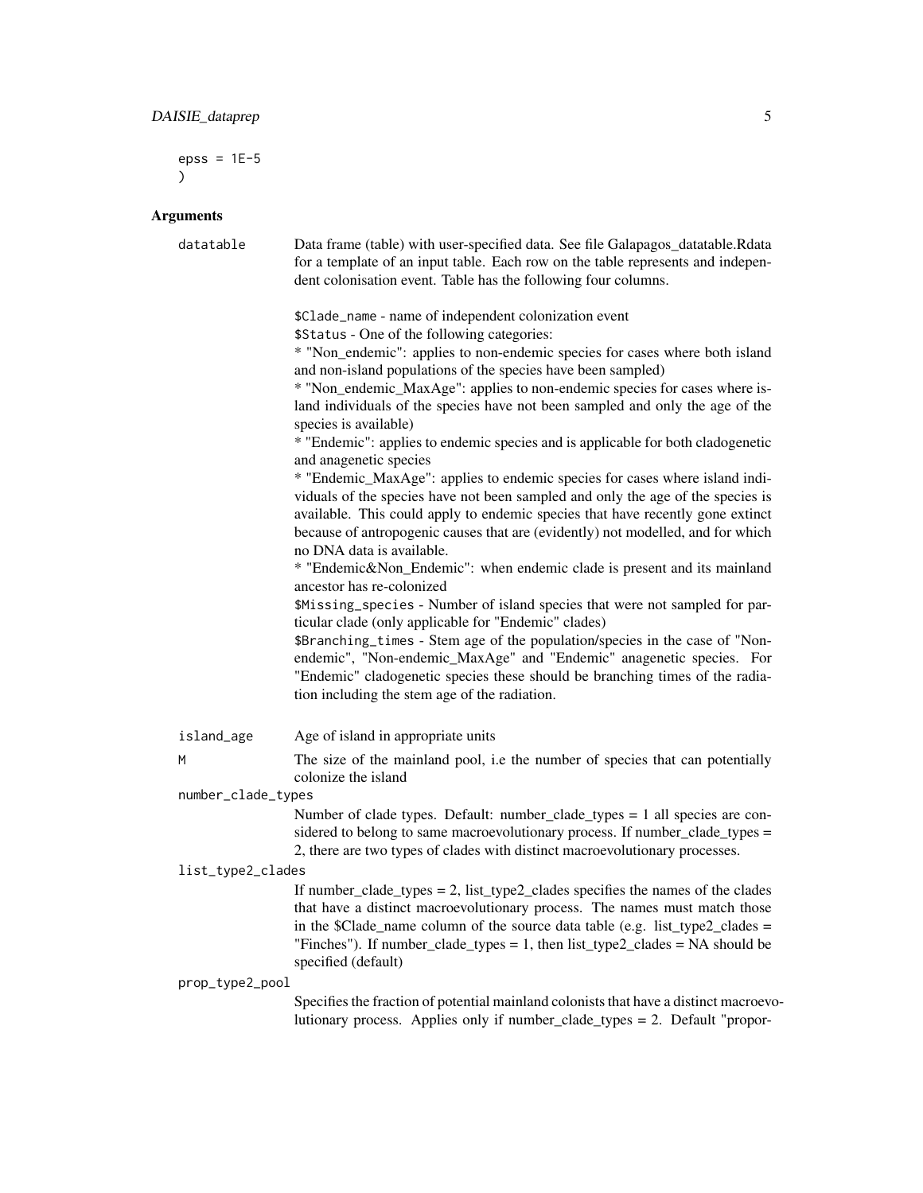```
epss = 1E-5
)
```

## Arguments

**datatable** Data frame (table) with user-specified data. See file Galapagos_datatable.Rdata for a template of an input table. Each row on the table represents and independent colonisation event. Table has the following four columns.

$Clade_name - name of independent colonization event
$Status - One of the following categories:
* "Non_endemic": applies to non-endemic species for cases where both island and non-island populations of the species have been sampled)
* "Non_endemic_MaxAge": applies to non-endemic species for cases where island individuals of the species have not been sampled and only the age of the species is available)
* "Endemic": applies to endemic species and is applicable for both cladogenetic and anagenetic species
* "Endemic_MaxAge": applies to endemic species for cases where island individuals of the species have not been sampled and only the age of the species is available. This could apply to endemic species that have recently gone extinct because of antropogenic causes that are (evidently) not modelled, and for which no DNA data is available.
* "Endemic&Non_Endemic": when endemic clade is present and its mainland ancestor has re-colonized
$Missing_species - Number of island species that were not sampled for particular clade (only applicable for "Endemic" clades)
$Branching_times - Stem age of the population/species in the case of "Non-endemic", "Non-endemic_MaxAge" and "Endemic" anagenetic species. For "Endemic" cladogenetic species these should be branching times of the radiation including the stem age of the radiation.

**island_age** Age of island in appropriate units

**M** The size of the mainland pool, i.e the number of species that can potentially colonize the island

**number_clade_types** Number of clade types. Default: number_clade_types = 1 all species are considered to belong to same macroevolutionary process. If number_clade_types = 2, there are two types of clades with distinct macroevolutionary processes.

**list_type2_clades** If number_clade_types = 2, list_type2_clades specifies the names of the clades that have a distinct macroevolutionary process. The names must match those in the $Clade_name column of the source data table (e.g. list_type2_clades = "Finches"). If number_clade_types = 1, then list_type2_clades = NA should be specified (default)

**prop_type2_pool** Specifies the fraction of potential mainland colonists that have a distinct macroevolutionary process. Applies only if number_clade_types = 2. Default "propor-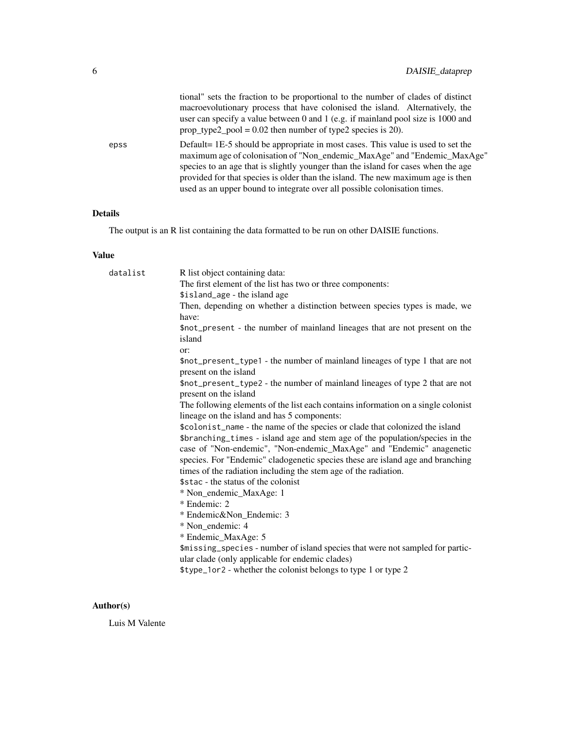tional" sets the fraction to be proportional to the number of clades of distinct macroevolutionary process that have colonised the island. Alternatively, the user can specify a value between 0 and 1 (e.g. if mainland pool size is 1000 and prop_type2_pool = 0.02 then number of type2 species is 20).

epss
: Default= 1E-5 should be appropriate in most cases. This value is used to set the maximum age of colonisation of "Non_endemic_MaxAge" and "Endemic_MaxAge" species to an age that is slightly younger than the island for cases when the age provided for that species is older than the island. The new maximum age is then used as an upper bound to integrate over all possible colonisation times.

## Details

The output is an R list containing the data formatted to be run on other DAISIE functions.

## Value

datalist
: R list object containing data:
The first element of the list has two or three components:
`$island_age` - the island age
Then, depending on whether a distinction between species types is made, we have:
`$not_present` - the number of mainland lineages that are not present on the island
or:
`$not_present_type1` - the number of mainland lineages of type 1 that are not present on the island
`$not_present_type2` - the number of mainland lineages of type 2 that are not present on the island
The following elements of the list each contains information on a single colonist lineage on the island and has 5 components:
`$colonist_name` - the name of the species or clade that colonized the island
`$branching_times` - island age and stem age of the population/species in the case of "Non-endemic", "Non-endemic_MaxAge" and "Endemic" anagenetic species. For "Endemic" cladogenetic species these are island age and branching times of the radiation including the stem age of the radiation.
`$stac` - the status of the colonist
* Non_endemic_MaxAge: 1
* Endemic: 2
* Endemic&Non_Endemic: 3
* Non_endemic: 4
* Endemic_MaxAge: 5
`$missing_species` - number of island species that were not sampled for particular clade (only applicable for endemic clades)
`$type_1or2` - whether the colonist belongs to type 1 or type 2

## Author(s)

Luis M Valente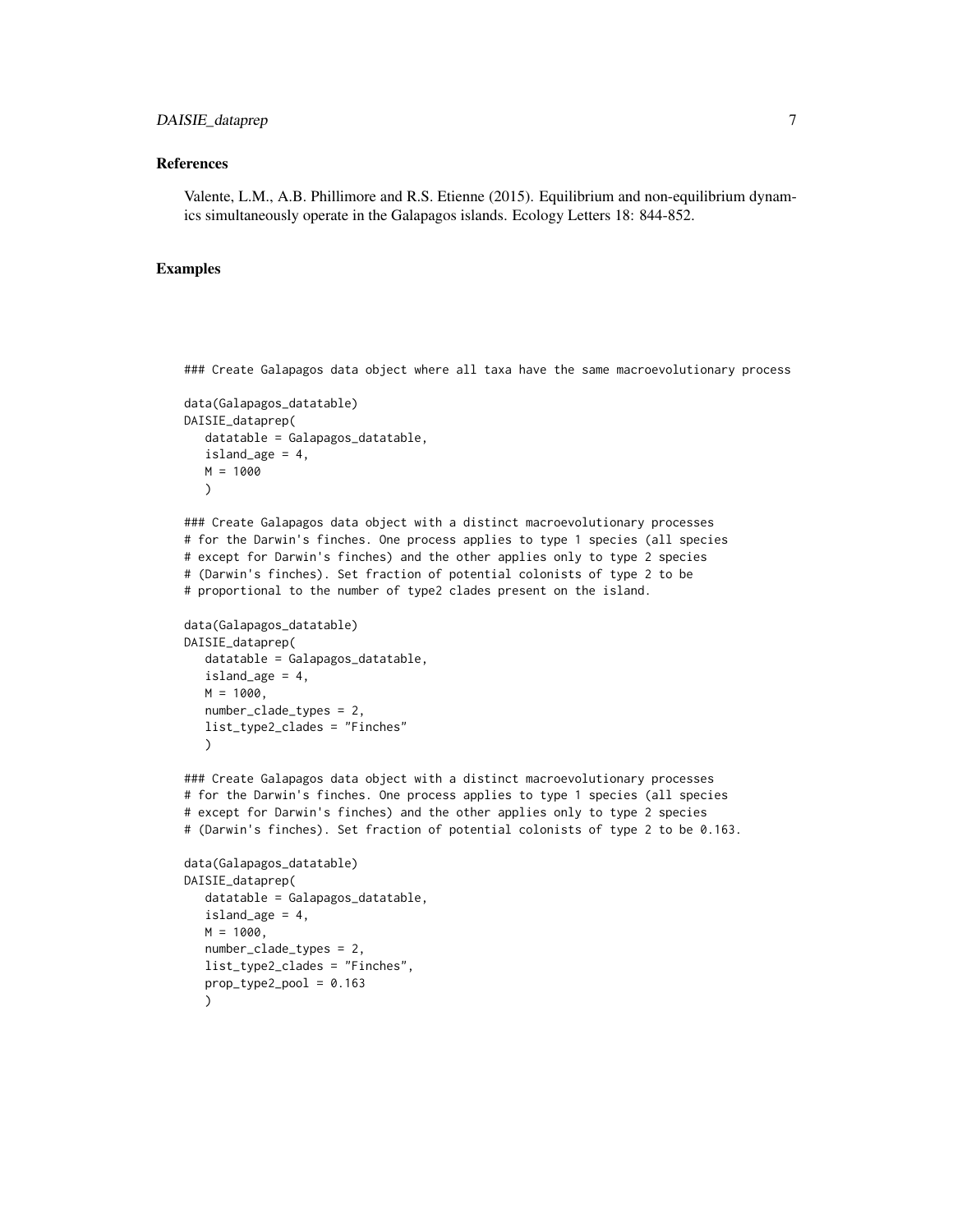## References

Valente, L.M., A.B. Phillimore and R.S. Etienne (2015). Equilibrium and non-equilibrium dynamics simultaneously operate in the Galapagos islands. Ecology Letters 18: 844-852.

## Examples

```
### Create Galapagos data object where all taxa have the same macroevolutionary process

data(Galapagos_datatable)
DAISIE_dataprep(
   datatable = Galapagos_datatable,
   island_age = 4,
   M = 1000
   )

### Create Galapagos data object with a distinct macroevolutionary processes
# for the Darwin's finches. One process applies to type 1 species (all species
# except for Darwin's finches) and the other applies only to type 2 species
# (Darwin's finches). Set fraction of potential colonists of type 2 to be
# proportional to the number of type2 clades present on the island.

data(Galapagos_datatable)
DAISIE_dataprep(
   datatable = Galapagos_datatable,
   island_age = 4,
   M = 1000,
   number_clade_types = 2,
   list_type2_clades = "Finches"
   )

### Create Galapagos data object with a distinct macroevolutionary processes
# for the Darwin's finches. One process applies to type 1 species (all species
# except for Darwin's finches) and the other applies only to type 2 species
# (Darwin's finches). Set fraction of potential colonists of type 2 to be 0.163.

data(Galapagos_datatable)
DAISIE_dataprep(
   datatable = Galapagos_datatable,
   island_age = 4,
   M = 1000,
   number_clade_types = 2,
   list_type2_clades = "Finches",
   prop_type2_pool = 0.163
   )
```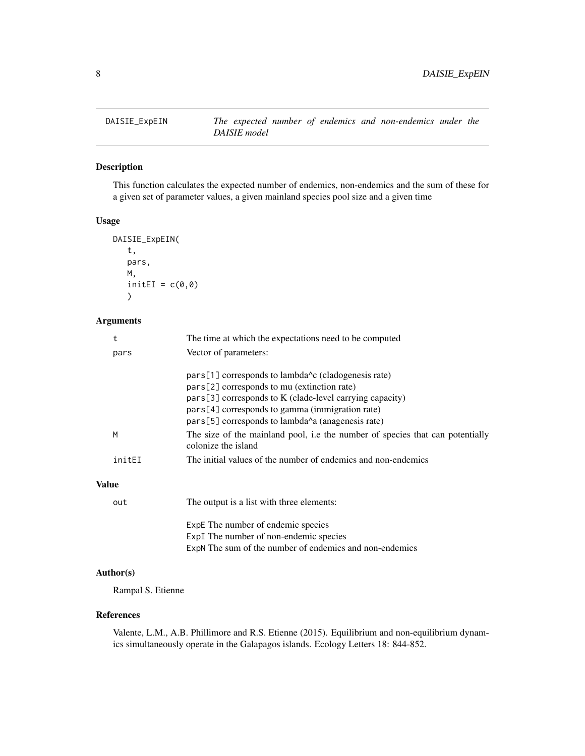# DAISIE_ExpEIN — *The expected number of endemics and non-endemics under the DAISIE model*

## Description

This function calculates the expected number of endemics, non-endemics and the sum of these for a given set of parameter values, a given mainland species pool size and a given time

## Usage

```
DAISIE_ExpEIN(
   t,
   pars,
   M,
   initEI = c(0,0)
   )
```

## Arguments

| | |
|---|---|
| t | The time at which the expectations need to be computed |
| pars | Vector of parameters:<br><br>pars[1] corresponds to lambda^c (cladogenesis rate)<br>pars[2] corresponds to mu (extinction rate)<br>pars[3] corresponds to K (clade-level carrying capacity)<br>pars[4] corresponds to gamma (immigration rate)<br>pars[5] corresponds to lambda^a (anagenesis rate) |
| M | The size of the mainland pool, i.e the number of species that can potentially colonize the island |
| initEI | The initial values of the number of endemics and non-endemics |

## Value

| | |
|---|---|
| out | The output is a list with three elements:<br><br>ExpE The number of endemic species<br>ExpI The number of non-endemic species<br>ExpN The sum of the number of endemics and non-endemics |

## Author(s)

Rampal S. Etienne

## References

Valente, L.M., A.B. Phillimore and R.S. Etienne (2015). Equilibrium and non-equilibrium dynamics simultaneously operate in the Galapagos islands. Ecology Letters 18: 844-852.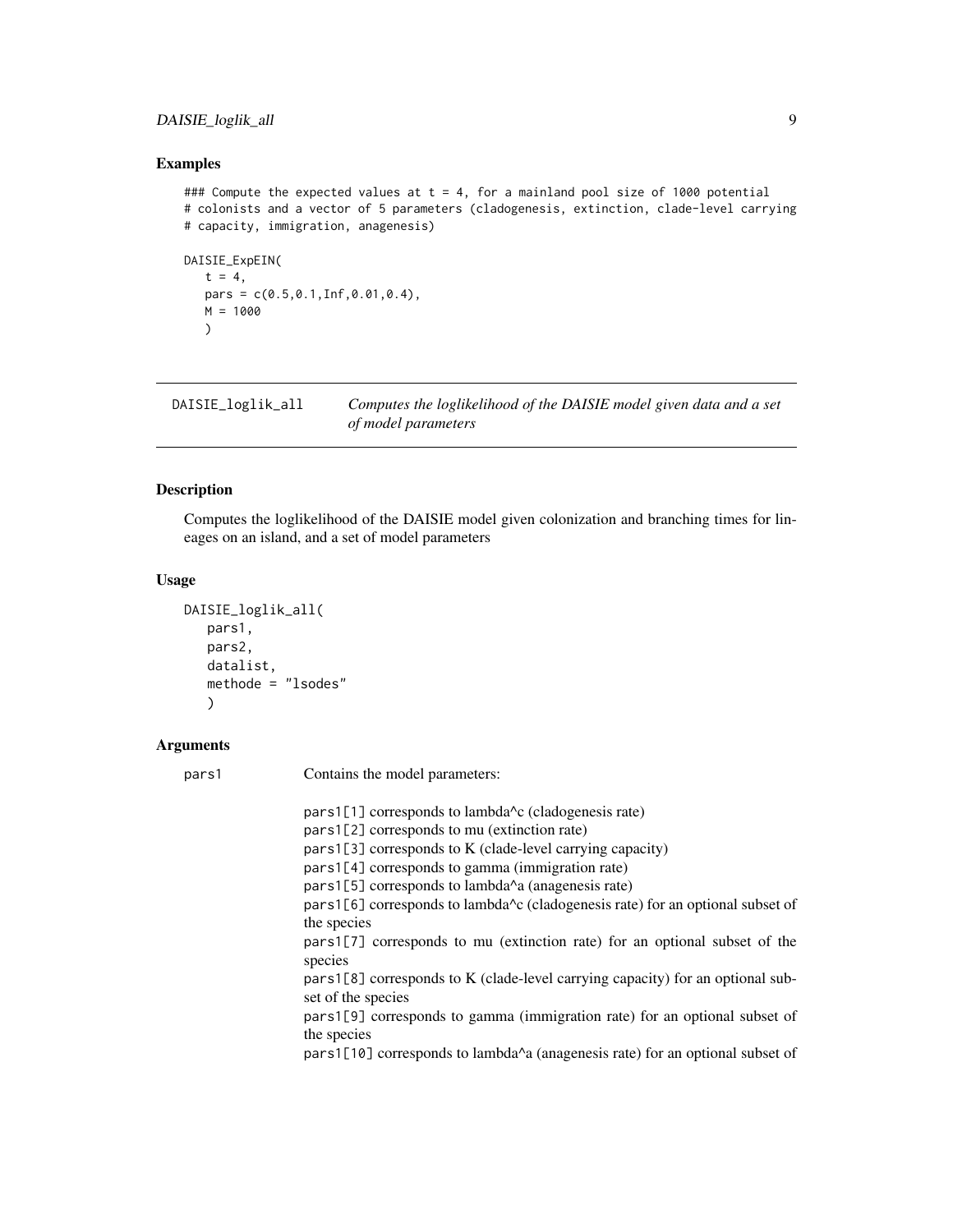### Examples

```
### Compute the expected values at t = 4, for a mainland pool size of 1000 potential
# colonists and a vector of 5 parameters (cladogenesis, extinction, clade-level carrying
# capacity, immigration, anagenesis)

DAISIE_ExpEIN(
   t = 4,
   pars = c(0.5,0.1,Inf,0.01,0.4),
   M = 1000
   )
```

## DAISIE_loglik_all

*Computes the loglikelihood of the DAISIE model given data and a set of model parameters*

### Description

Computes the loglikelihood of the DAISIE model given colonization and branching times for lineages on an island, and a set of model parameters

### Usage

```
DAISIE_loglik_all(
   pars1,
   pars2,
   datalist,
   methode = "lsodes"
   )
```

### Arguments

pars1 Contains the model parameters:

pars1[1] corresponds to lambda^c (cladogenesis rate)
pars1[2] corresponds to mu (extinction rate)
pars1[3] corresponds to K (clade-level carrying capacity)
pars1[4] corresponds to gamma (immigration rate)
pars1[5] corresponds to lambda^a (anagenesis rate)
pars1[6] corresponds to lambda^c (cladogenesis rate) for an optional subset of the species
pars1[7] corresponds to mu (extinction rate) for an optional subset of the species
pars1[8] corresponds to K (clade-level carrying capacity) for an optional subset of the species
pars1[9] corresponds to gamma (immigration rate) for an optional subset of the species
pars1[10] corresponds to lambda^a (anagenesis rate) for an optional subset of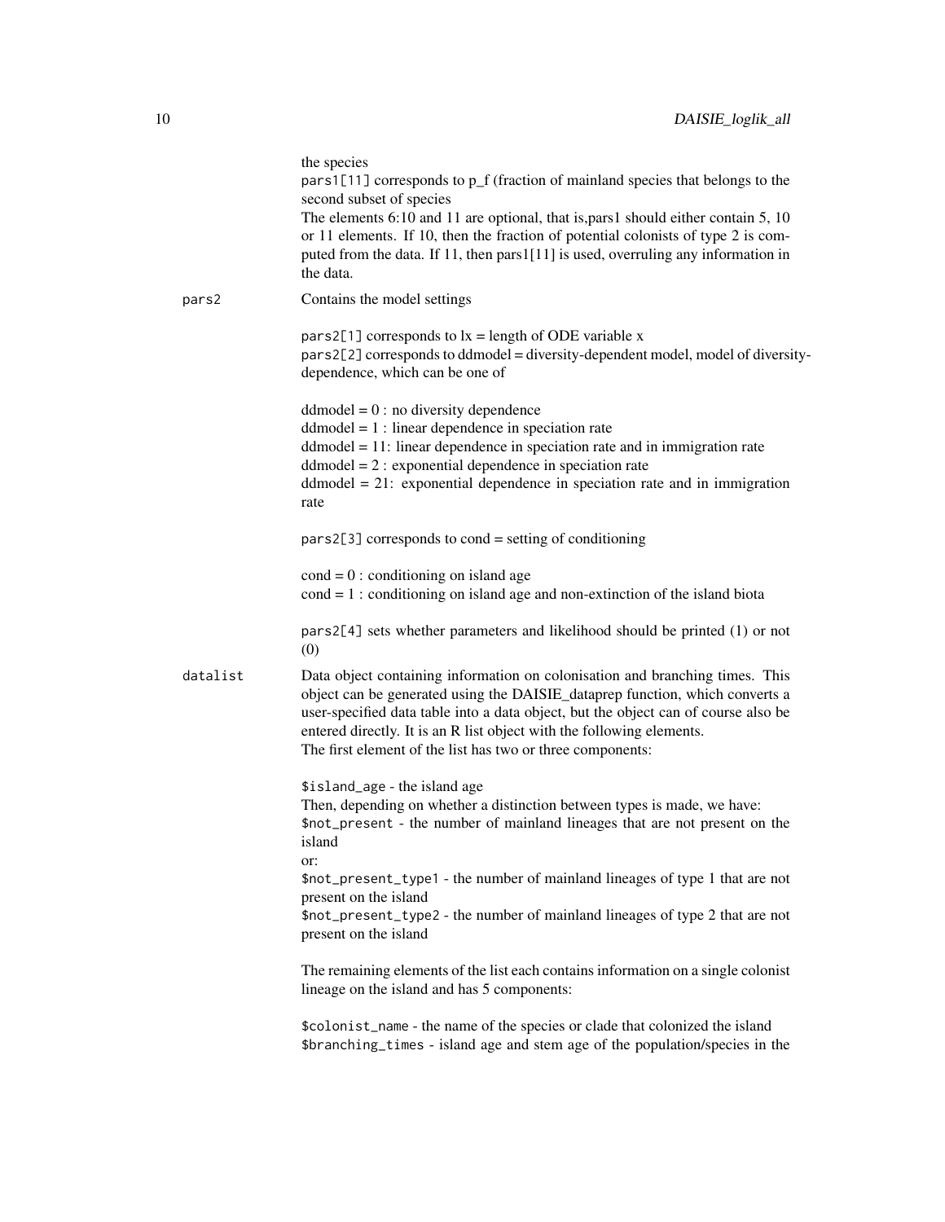the species
pars1[11] corresponds to p_f (fraction of mainland species that belongs to the second subset of species
The elements 6:10 and 11 are optional, that is,pars1 should either contain 5, 10 or 11 elements. If 10, then the fraction of potential colonists of type 2 is computed from the data. If 11, then pars1[11] is used, overruling any information in the data.

**pars2** Contains the model settings

pars2[1] corresponds to lx = length of ODE variable x
pars2[2] corresponds to ddmodel = diversity-dependent model, model of diversity-dependence, which can be one of

ddmodel = 0 : no diversity dependence
ddmodel = 1 : linear dependence in speciation rate
ddmodel = 11: linear dependence in speciation rate and in immigration rate
ddmodel = 2 : exponential dependence in speciation rate
ddmodel = 21: exponential dependence in speciation rate and in immigration rate

pars2[3] corresponds to cond = setting of conditioning

cond = 0 : conditioning on island age
cond = 1 : conditioning on island age and non-extinction of the island biota

pars2[4] sets whether parameters and likelihood should be printed (1) or not (0)

**datalist** Data object containing information on colonisation and branching times. This object can be generated using the DAISIE_dataprep function, which converts a user-specified data table into a data object, but the object can of course also be entered directly. It is an R list object with the following elements.
The first element of the list has two or three components:

$island_age - the island age
Then, depending on whether a distinction between types is made, we have:
$not_present - the number of mainland lineages that are not present on the island
or:
$not_present_type1 - the number of mainland lineages of type 1 that are not present on the island
$not_present_type2 - the number of mainland lineages of type 2 that are not present on the island

The remaining elements of the list each contains information on a single colonist lineage on the island and has 5 components:

$colonist_name - the name of the species or clade that colonized the island
$branching_times - island age and stem age of the population/species in the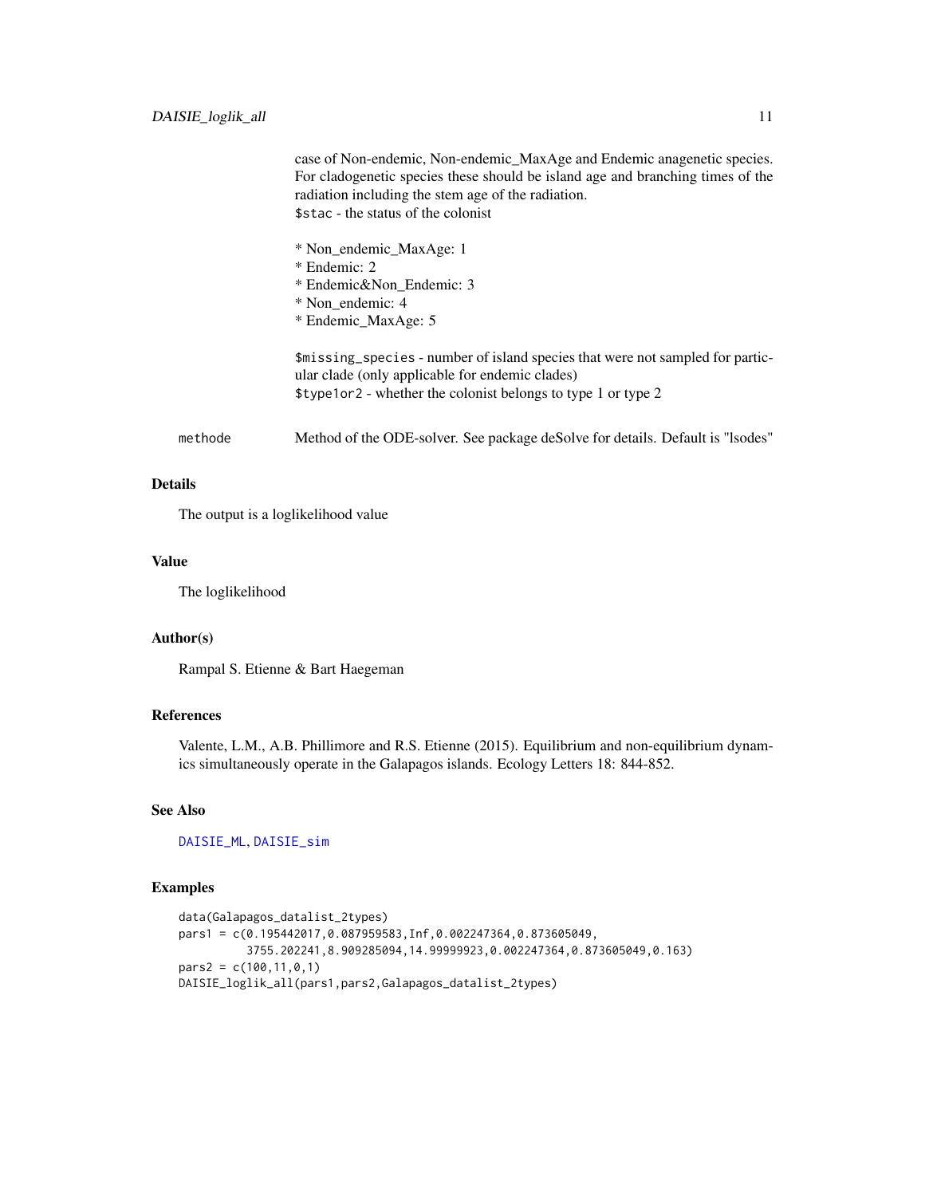case of Non-endemic, Non-endemic_MaxAge and Endemic anagenetic species. For cladogenetic species these should be island age and branching times of the radiation including the stem age of the radiation.
$stac - the status of the colonist

* Non_endemic_MaxAge: 1
* Endemic: 2
* Endemic&Non_Endemic: 3
* Non_endemic: 4
* Endemic_MaxAge: 5

$missing_species - number of island species that were not sampled for particular clade (only applicable for endemic clades)
$type1or2 - whether the colonist belongs to type 1 or type 2

methode Method of the ODE-solver. See package deSolve for details. Default is "lsodes"

## Details

The output is a loglikelihood value

## Value

The loglikelihood

## Author(s)

Rampal S. Etienne & Bart Haegeman

## References

Valente, L.M., A.B. Phillimore and R.S. Etienne (2015). Equilibrium and non-equilibrium dynamics simultaneously operate in the Galapagos islands. Ecology Letters 18: 844-852.

## See Also

DAISIE_ML, DAISIE_sim

## Examples

```
data(Galapagos_datalist_2types)
pars1 = c(0.195442017,0.087959583,Inf,0.002247364,0.873605049,
        3755.202241,8.909285094,14.99999923,0.002247364,0.873605049,0.163)
pars2 = c(100,11,0,1)
DAISIE_loglik_all(pars1,pars2,Galapagos_datalist_2types)
```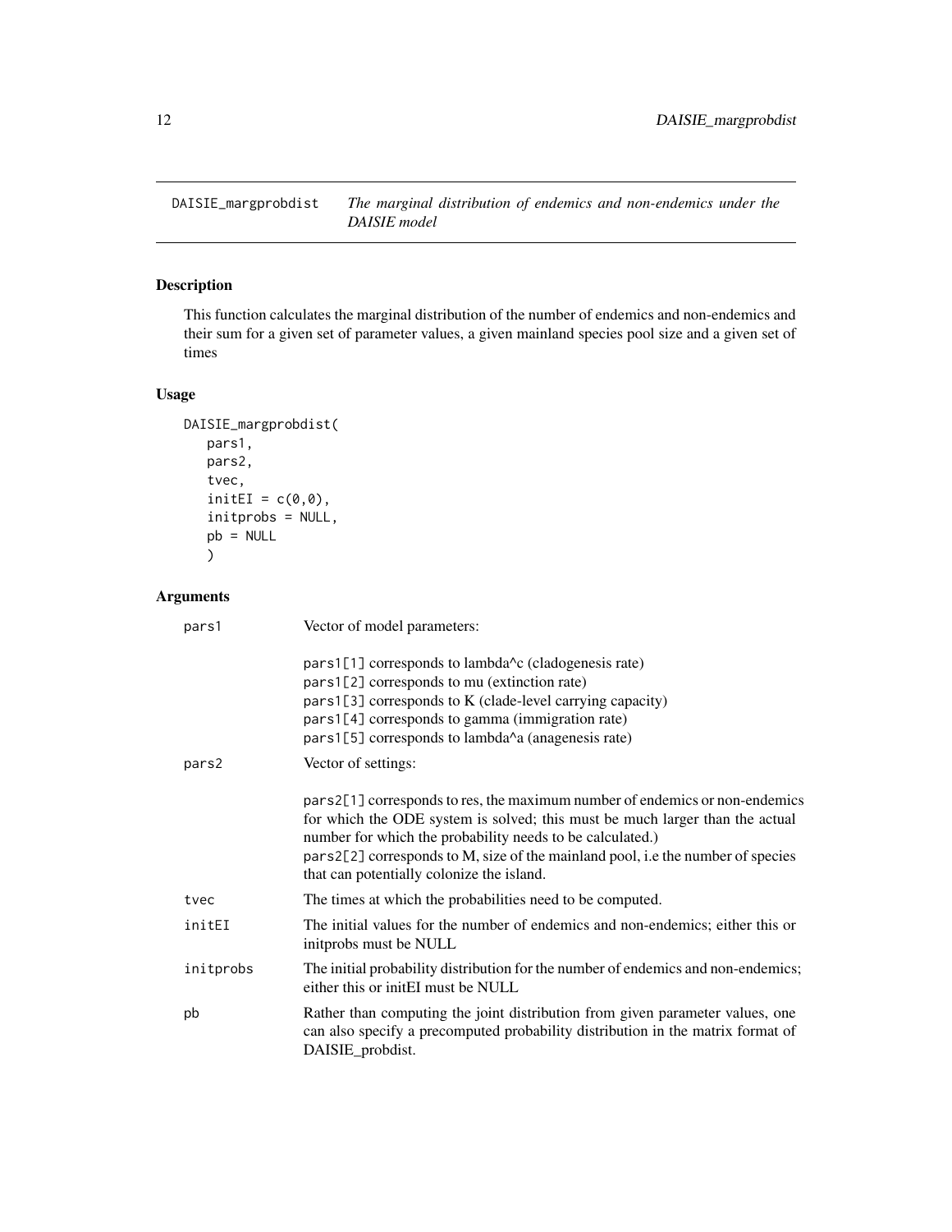## DAISIE_margprobdist — *The marginal distribution of endemics and non-endemics under the DAISIE model*

### Description

This function calculates the marginal distribution of the number of endemics and non-endemics and their sum for a given set of parameter values, a given mainland species pool size and a given set of times

### Usage

```
DAISIE_margprobdist(
   pars1,
   pars2,
   tvec,
   initEI = c(0,0),
   initprobs = NULL,
   pb = NULL
   )
```

### Arguments

| | |
|---|---|
| pars1 | Vector of model parameters:<br><br>pars1[1] corresponds to lambda^c (cladogenesis rate)<br>pars1[2] corresponds to mu (extinction rate)<br>pars1[3] corresponds to K (clade-level carrying capacity)<br>pars1[4] corresponds to gamma (immigration rate)<br>pars1[5] corresponds to lambda^a (anagenesis rate) |
| pars2 | Vector of settings:<br><br>pars2[1] corresponds to res, the maximum number of endemics or non-endemics for which the ODE system is solved; this must be much larger than the actual number for which the probability needs to be calculated.)<br>pars2[2] corresponds to M, size of the mainland pool, i.e the number of species that can potentially colonize the island. |
| tvec | The times at which the probabilities need to be computed. |
| initEI | The initial values for the number of endemics and non-endemics; either this or initprobs must be NULL |
| initprobs | The initial probability distribution for the number of endemics and non-endemics; either this or initEI must be NULL |
| pb | Rather than computing the joint distribution from given parameter values, one can also specify a precomputed probability distribution in the matrix format of DAISIE_probdist. |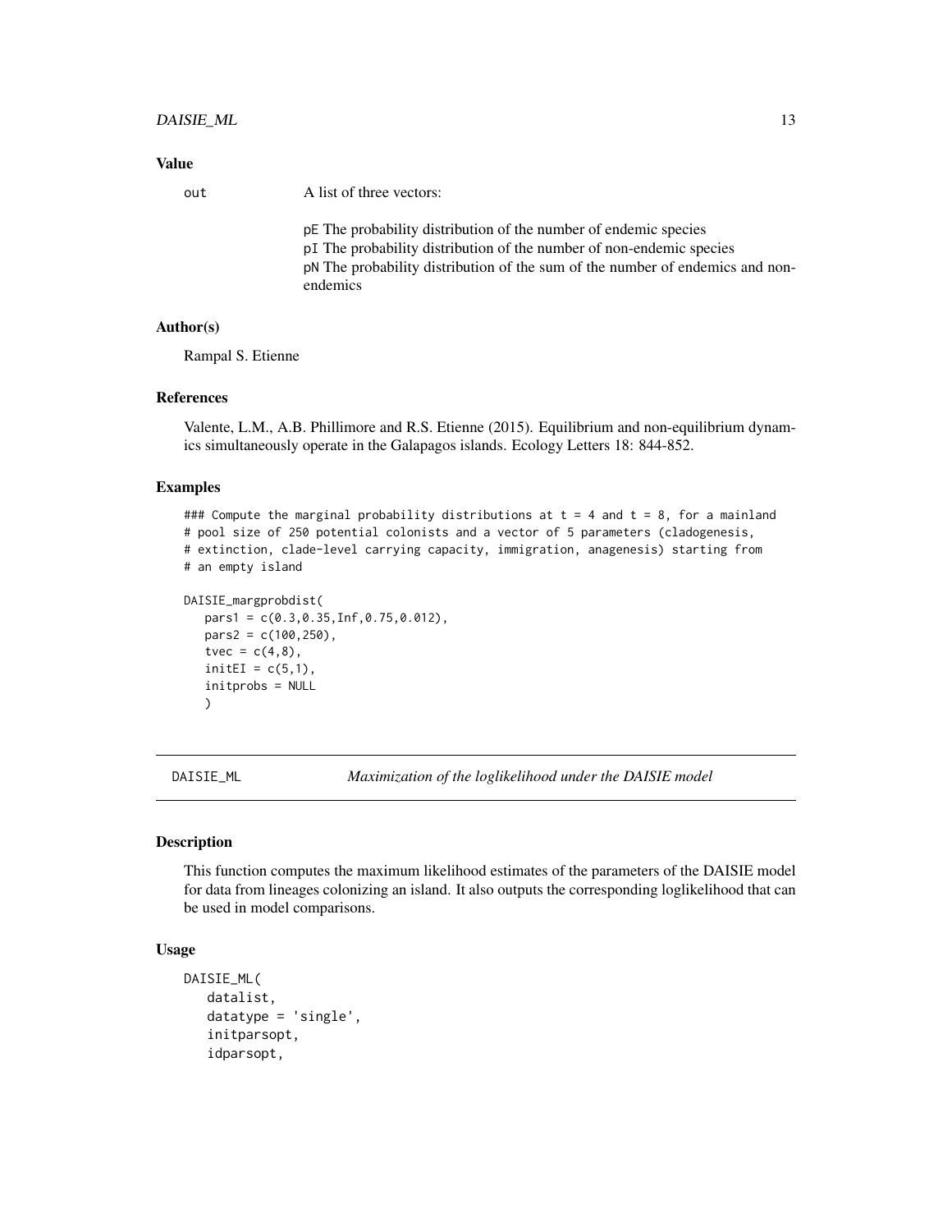## Value

out A list of three vectors:

pE The probability distribution of the number of endemic species
pI The probability distribution of the number of non-endemic species
pN The probability distribution of the sum of the number of endemics and non-endemics

## Author(s)

Rampal S. Etienne

## References

Valente, L.M., A.B. Phillimore and R.S. Etienne (2015). Equilibrium and non-equilibrium dynamics simultaneously operate in the Galapagos islands. Ecology Letters 18: 844-852.

## Examples

```
### Compute the marginal probability distributions at t = 4 and t = 8, for a mainland
# pool size of 250 potential colonists and a vector of 5 parameters (cladogenesis,
# extinction, clade-level carrying capacity, immigration, anagenesis) starting from
# an empty island

DAISIE_margprobdist(
   pars1 = c(0.3,0.35,Inf,0.75,0.012),
   pars2 = c(100,250),
   tvec = c(4,8),
   initEI = c(5,1),
   initprobs = NULL
   )
```

---

# DAISIE_ML *Maximization of the loglikelihood under the DAISIE model*

## Description

This function computes the maximum likelihood estimates of the parameters of the DAISIE model for data from lineages colonizing an island. It also outputs the corresponding loglikelihood that can be used in model comparisons.

## Usage

```
DAISIE_ML(
   datalist,
   datatype = 'single',
   initparsopt,
   idparsopt,
```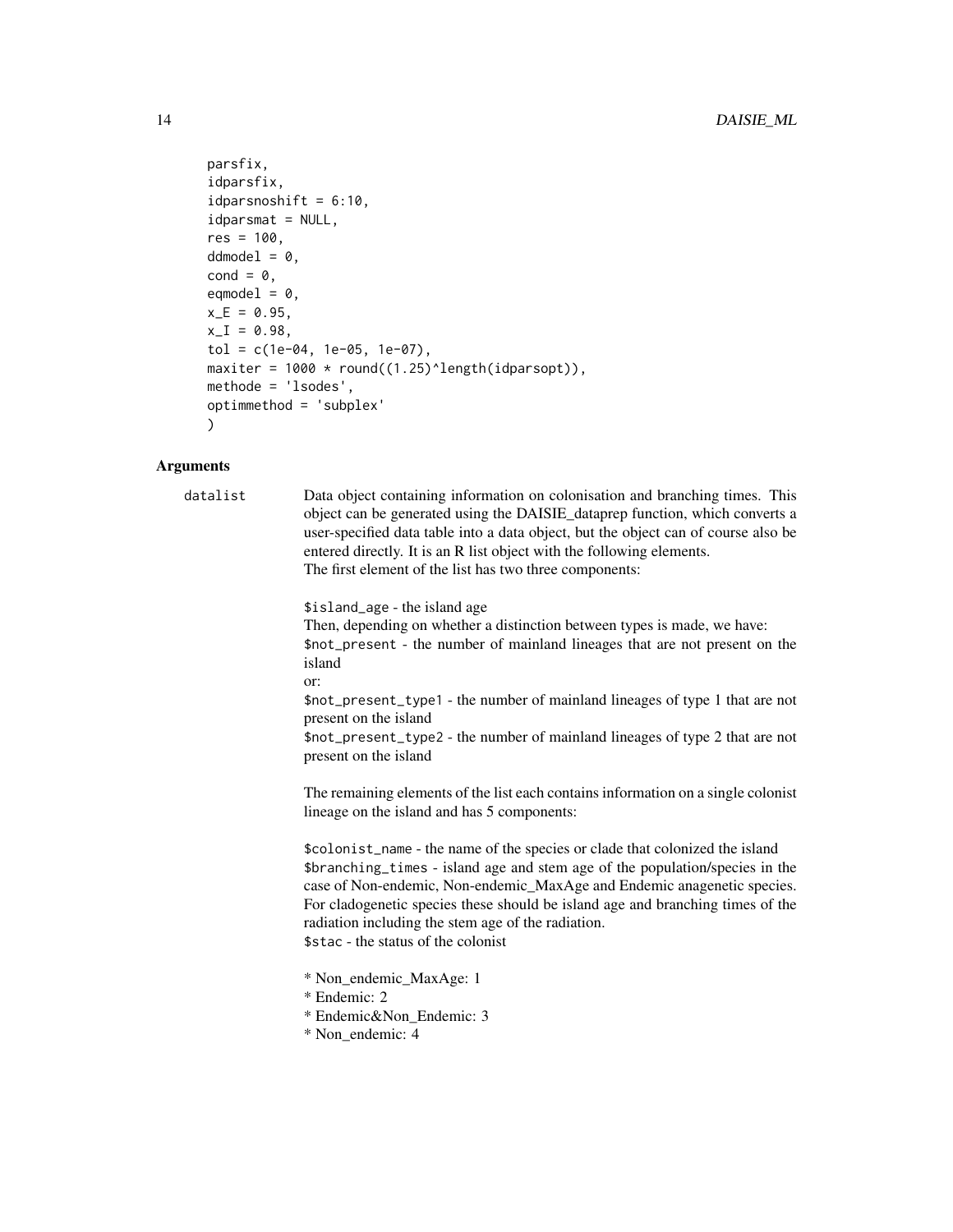```
parsfix,
idparsfix,
idparsnoshift = 6:10,
idparsmat = NULL,
res = 100,
ddmodel = 0,
cond = 0,
eqmodel = 0,
x_E = 0.95,
x_I = 0.98,
tol = c(1e-04, 1e-05, 1e-07),
maxiter = 1000 * round((1.25)^length(idparsopt)),
methode = 'lsodes',
optimmethod = 'subplex'
)
```

## Arguments

`datalist` Data object containing information on colonisation and branching times. This object can be generated using the DAISIE_dataprep function, which converts a user-specified data table into a data object, but the object can of course also be entered directly. It is an R list object with the following elements.
The first element of the list has two three components:

`$island_age` - the island age
Then, depending on whether a distinction between types is made, we have:
`$not_present` - the number of mainland lineages that are not present on the island
or:
`$not_present_type1` - the number of mainland lineages of type 1 that are not present on the island
`$not_present_type2` - the number of mainland lineages of type 2 that are not present on the island

The remaining elements of the list each contains information on a single colonist lineage on the island and has 5 components:

`$colonist_name` - the name of the species or clade that colonized the island
`$branching_times` - island age and stem age of the population/species in the case of Non-endemic, Non-endemic_MaxAge and Endemic anagenetic species. For cladogenetic species these should be island age and branching times of the radiation including the stem age of the radiation.
`$stac` - the status of the colonist

* Non_endemic_MaxAge: 1
* Endemic: 2
* Endemic&Non_Endemic: 3
* Non_endemic: 4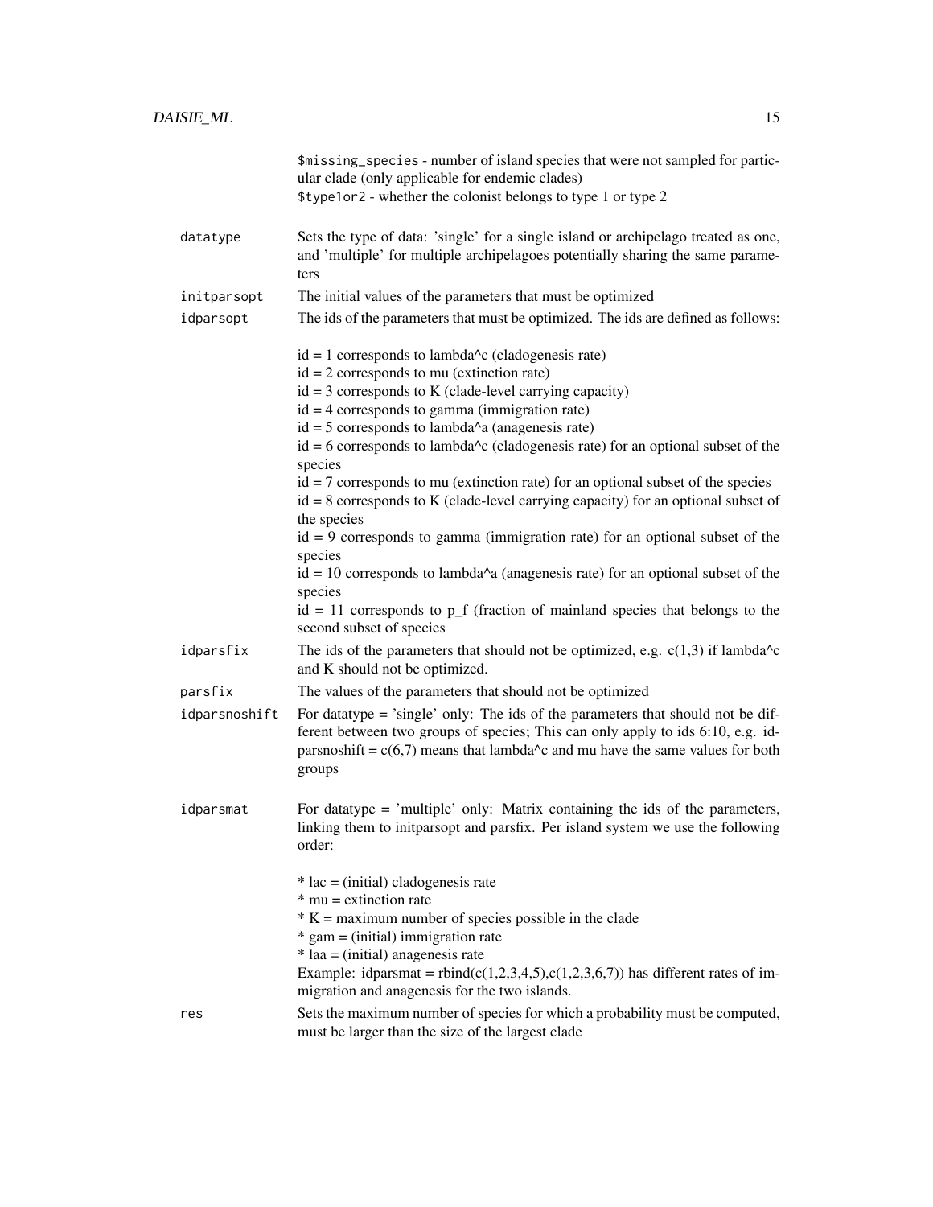`$missing_species` - number of island species that were not sampled for particular clade (only applicable for endemic clades)
`$type1or2` - whether the colonist belongs to type 1 or type 2

`datatype`
: Sets the type of data: 'single' for a single island or archipelago treated as one, and 'multiple' for multiple archipelagoes potentially sharing the same parameters

`initparsopt`
: The initial values of the parameters that must be optimized

`idparsopt`
: The ids of the parameters that must be optimized. The ids are defined as follows:

  id = 1 corresponds to lambda^c (cladogenesis rate)
  id = 2 corresponds to mu (extinction rate)
  id = 3 corresponds to K (clade-level carrying capacity)
  id = 4 corresponds to gamma (immigration rate)
  id = 5 corresponds to lambda^a (anagenesis rate)
  id = 6 corresponds to lambda^c (cladogenesis rate) for an optional subset of the species
  id = 7 corresponds to mu (extinction rate) for an optional subset of the species
  id = 8 corresponds to K (clade-level carrying capacity) for an optional subset of the species
  id = 9 corresponds to gamma (immigration rate) for an optional subset of the species
  id = 10 corresponds to lambda^a (anagenesis rate) for an optional subset of the species
  id = 11 corresponds to p_f (fraction of mainland species that belongs to the second subset of species

`idparsfix`
: The ids of the parameters that should not be optimized, e.g. c(1,3) if lambda^c and K should not be optimized.

`parsfix`
: The values of the parameters that should not be optimized

`idparsnoshift`
: For datatype = 'single' only: The ids of the parameters that should not be different between two groups of species; This can only apply to ids 6:10, e.g. idparsnoshift = c(6,7) means that lambda^c and mu have the same values for both groups

`idparsmat`
: For datatype = 'multiple' only: Matrix containing the ids of the parameters, linking them to initparsopt and parsfix. Per island system we use the following order:

  * lac = (initial) cladogenesis rate
  * mu = extinction rate
  * K = maximum number of species possible in the clade
  * gam = (initial) immigration rate
  * laa = (initial) anagenesis rate
  Example: idparsmat = rbind(c(1,2,3,4,5),c(1,2,3,6,7)) has different rates of immigration and anagenesis for the two islands.

`res`
: Sets the maximum number of species for which a probability must be computed, must be larger than the size of the largest clade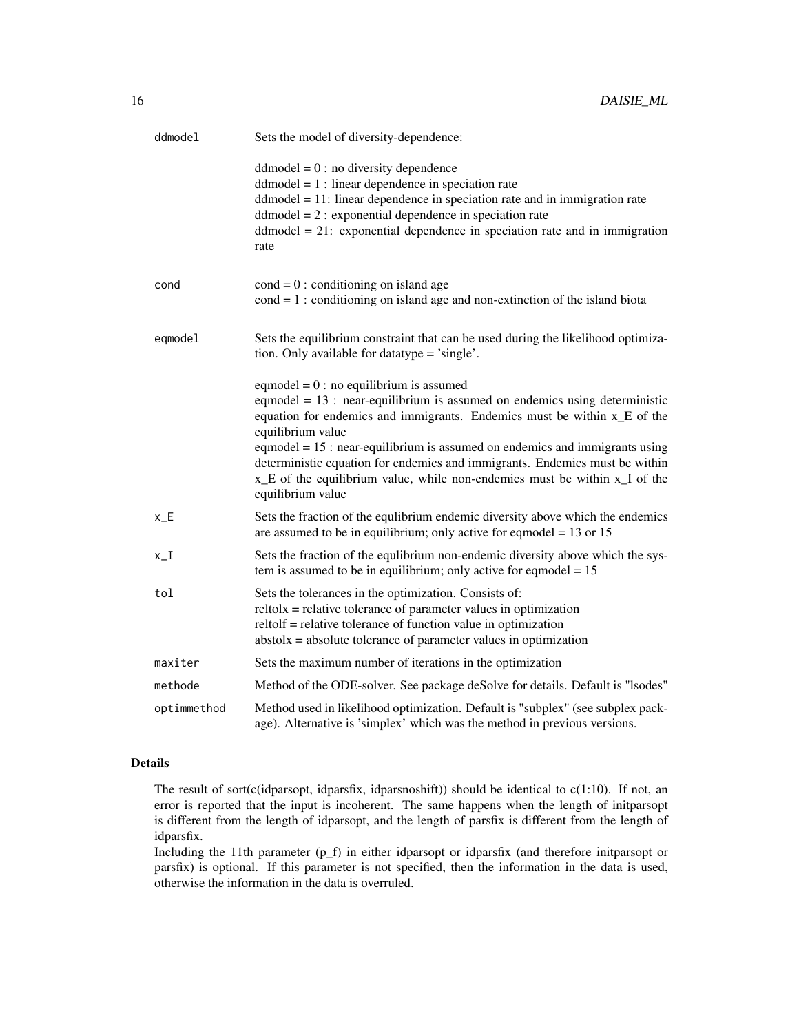| | |
|---|---|
| ddmodel | Sets the model of diversity-dependence:<br><br>ddmodel = 0 : no diversity dependence<br>ddmodel = 1 : linear dependence in speciation rate<br>ddmodel = 11: linear dependence in speciation rate and in immigration rate<br>ddmodel = 2 : exponential dependence in speciation rate<br>ddmodel = 21: exponential dependence in speciation rate and in immigration rate |
| cond | cond = 0 : conditioning on island age<br>cond = 1 : conditioning on island age and non-extinction of the island biota |
| eqmodel | Sets the equilibrium constraint that can be used during the likelihood optimization. Only available for datatype = 'single'.<br><br>eqmodel = 0 : no equilibrium is assumed<br>eqmodel = 13 : near-equilibrium is assumed on endemics using deterministic equation for endemics and immigrants. Endemics must be within x_E of the equilibrium value<br>eqmodel = 15 : near-equilibrium is assumed on endemics and immigrants using deterministic equation for endemics and immigrants. Endemics must be within x_E of the equilibrium value, while non-endemics must be within x_I of the equilibrium value |
| x_E | Sets the fraction of the equlibrium endemic diversity above which the endemics are assumed to be in equilibrium; only active for eqmodel = 13 or 15 |
| x_I | Sets the fraction of the equlibrium non-endemic diversity above which the system is assumed to be in equilibrium; only active for eqmodel = 15 |
| tol | Sets the tolerances in the optimization. Consists of:<br>reltolx = relative tolerance of parameter values in optimization<br>reltolf = relative tolerance of function value in optimization<br>abstolx = absolute tolerance of parameter values in optimization |
| maxiter | Sets the maximum number of iterations in the optimization |
| methode | Method of the ODE-solver. See package deSolve for details. Default is "lsodes" |
| optimmethod | Method used in likelihood optimization. Default is "subplex" (see subplex package). Alternative is 'simplex' which was the method in previous versions. |

## Details

The result of sort(c(idparsopt, idparsfix, idparsnoshift)) should be identical to c(1:10). If not, an error is reported that the input is incoherent. The same happens when the length of initparsopt is different from the length of idparsopt, and the length of parsfix is different from the length of idparsfix.

Including the 11th parameter (p_f) in either idparsopt or idparsfix (and therefore initparsopt or parsfix) is optional. If this parameter is not specified, then the information in the data is used, otherwise the information in the data is overruled.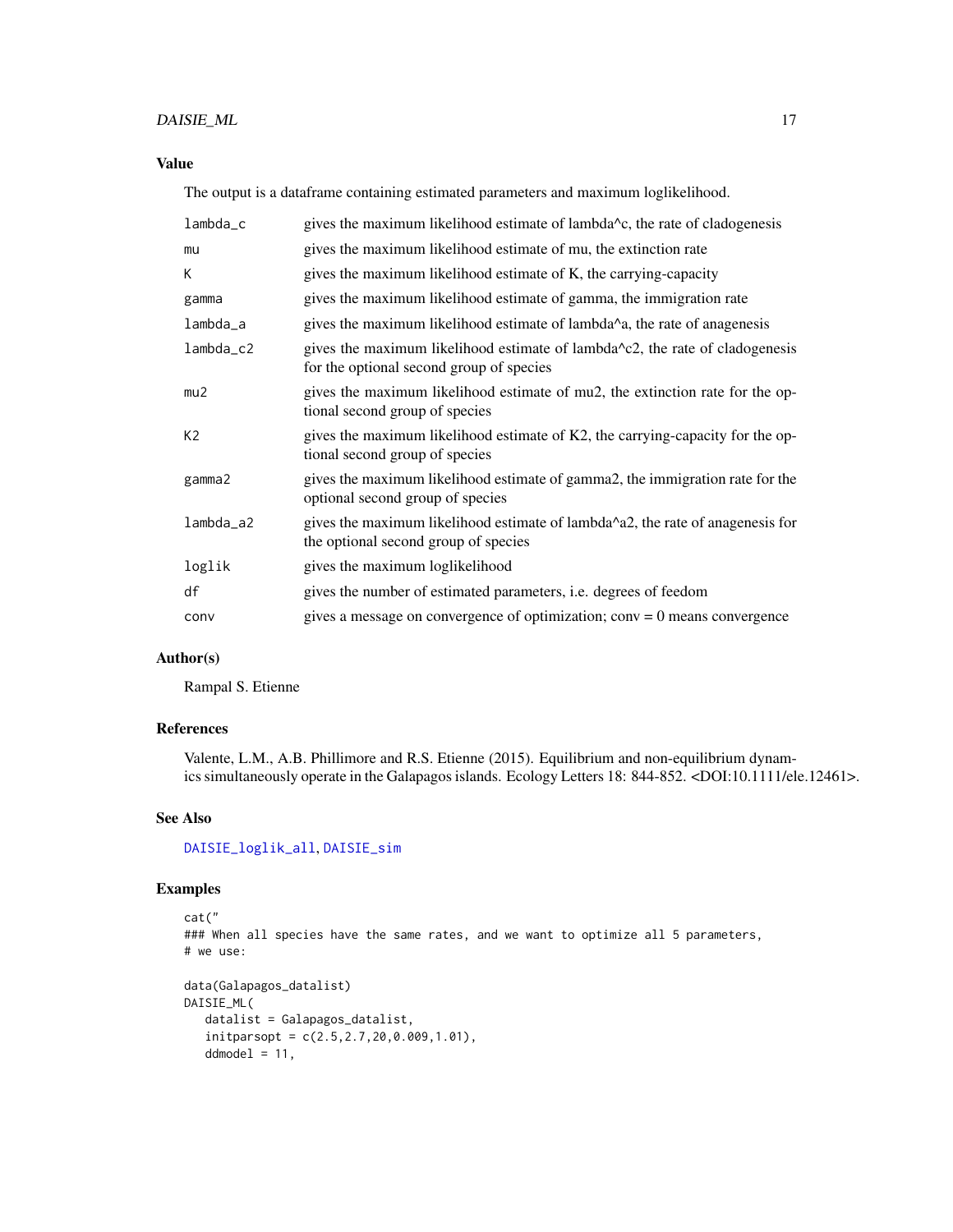### Value

The output is a dataframe containing estimated parameters and maximum loglikelihood.

| | |
|---|---|
| lambda_c | gives the maximum likelihood estimate of lambda^c, the rate of cladogenesis |
| mu | gives the maximum likelihood estimate of mu, the extinction rate |
| K | gives the maximum likelihood estimate of K, the carrying-capacity |
| gamma | gives the maximum likelihood estimate of gamma, the immigration rate |
| lambda_a | gives the maximum likelihood estimate of lambda^a, the rate of anagenesis |
| lambda_c2 | gives the maximum likelihood estimate of lambda^c2, the rate of cladogenesis for the optional second group of species |
| mu2 | gives the maximum likelihood estimate of mu2, the extinction rate for the optional second group of species |
| K2 | gives the maximum likelihood estimate of K2, the carrying-capacity for the optional second group of species |
| gamma2 | gives the maximum likelihood estimate of gamma2, the immigration rate for the optional second group of species |
| lambda_a2 | gives the maximum likelihood estimate of lambda^a2, the rate of anagenesis for the optional second group of species |
| loglik | gives the maximum loglikelihood |
| df | gives the number of estimated parameters, i.e. degrees of feedom |
| conv | gives a message on convergence of optimization; conv = 0 means convergence |

### Author(s)

Rampal S. Etienne

### References

Valente, L.M., A.B. Phillimore and R.S. Etienne (2015). Equilibrium and non-equilibrium dynamics simultaneously operate in the Galapagos islands. Ecology Letters 18: 844-852. <DOI:10.1111/ele.12461>.

### See Also

DAISIE_loglik_all, DAISIE_sim

### Examples

```
cat("
### When all species have the same rates, and we want to optimize all 5 parameters,
# we use:

data(Galapagos_datalist)
DAISIE_ML(
   datalist = Galapagos_datalist,
   initparsopt = c(2.5,2.7,20,0.009,1.01),
   ddmodel = 11,
```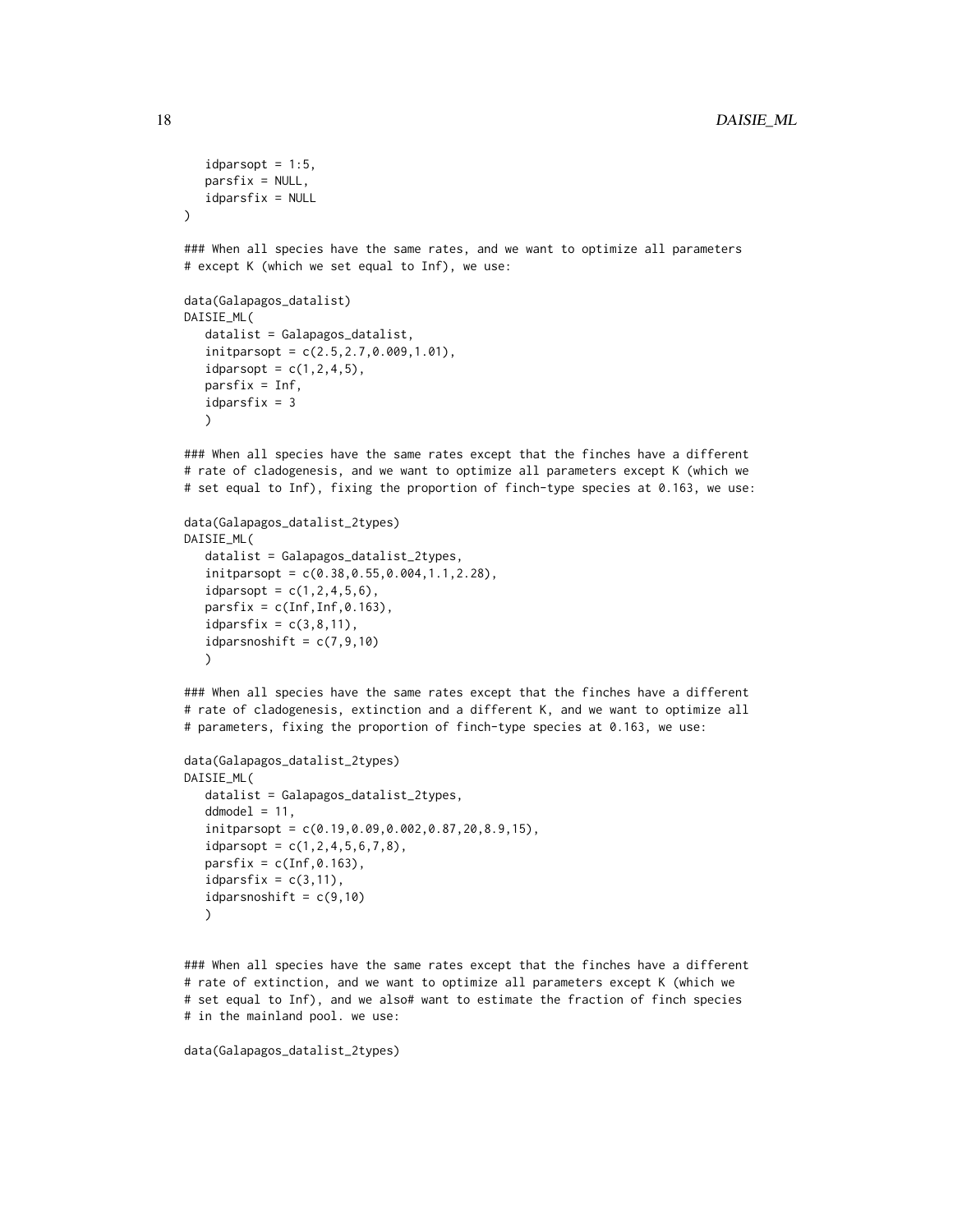```
   idparsopt = 1:5,
   parsfix = NULL,
   idparsfix = NULL
)

### When all species have the same rates, and we want to optimize all parameters
# except K (which we set equal to Inf), we use:

data(Galapagos_datalist)
DAISIE_ML(
   datalist = Galapagos_datalist,
   initparsopt = c(2.5,2.7,0.009,1.01),
   idparsopt = c(1,2,4,5),
   parsfix = Inf,
   idparsfix = 3
   )

### When all species have the same rates except that the finches have a different
# rate of cladogenesis, and we want to optimize all parameters except K (which we
# set equal to Inf), fixing the proportion of finch-type species at 0.163, we use:

data(Galapagos_datalist_2types)
DAISIE_ML(
   datalist = Galapagos_datalist_2types,
   initparsopt = c(0.38,0.55,0.004,1.1,2.28),
   idparsopt = c(1,2,4,5,6),
   parsfix = c(Inf,Inf,0.163),
   idparsfix = c(3,8,11),
   idparsnoshift = c(7,9,10)
   )

### When all species have the same rates except that the finches have a different
# rate of cladogenesis, extinction and a different K, and we want to optimize all
# parameters, fixing the proportion of finch-type species at 0.163, we use:

data(Galapagos_datalist_2types)
DAISIE_ML(
   datalist = Galapagos_datalist_2types,
   ddmodel = 11,
   initparsopt = c(0.19,0.09,0.002,0.87,20,8.9,15),
   idparsopt = c(1,2,4,5,6,7,8),
   parsfix = c(Inf,0.163),
   idparsfix = c(3,11),
   idparsnoshift = c(9,10)
   )


### When all species have the same rates except that the finches have a different
# rate of extinction, and we want to optimize all parameters except K (which we
# set equal to Inf), and we also# want to estimate the fraction of finch species
# in the mainland pool. we use:

data(Galapagos_datalist_2types)
```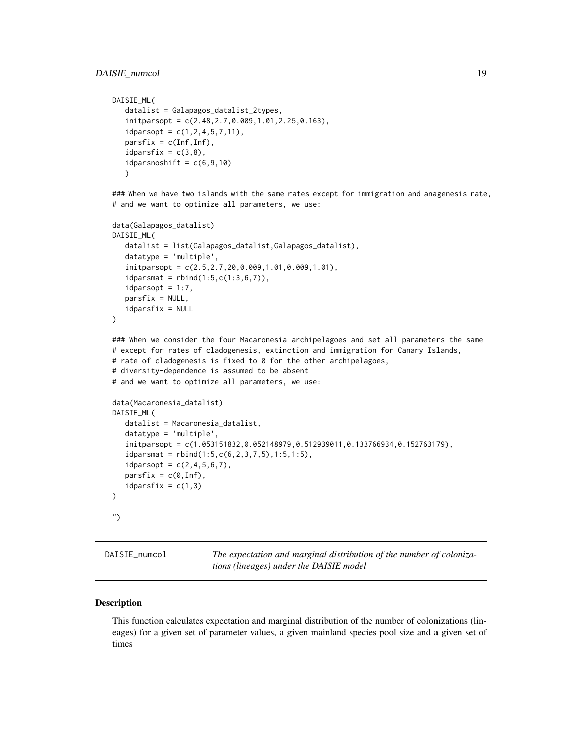```
DAISIE_ML(
   datalist = Galapagos_datalist_2types,
   initparsopt = c(2.48,2.7,0.009,1.01,2.25,0.163),
   idparsopt = c(1,2,4,5,7,11),
   parsfix = c(Inf,Inf),
   idparsfix = c(3,8),
   idparsnoshift = c(6,9,10)
   )

### When we have two islands with the same rates except for immigration and anagenesis rate,
# and we want to optimize all parameters, we use:

data(Galapagos_datalist)
DAISIE_ML(
   datalist = list(Galapagos_datalist,Galapagos_datalist),
   datatype = 'multiple',
   initparsopt = c(2.5,2.7,20,0.009,1.01,0.009,1.01),
   idparsmat = rbind(1:5,c(1:3,6,7)),
   idparsopt = 1:7,
   parsfix = NULL,
   idparsfix = NULL
)

### When we consider the four Macaronesia archipelagoes and set all parameters the same
# except for rates of cladogenesis, extinction and immigration for Canary Islands,
# rate of cladogenesis is fixed to 0 for the other archipelagoes,
# diversity-dependence is assumed to be absent
# and we want to optimize all parameters, we use:

data(Macaronesia_datalist)
DAISIE_ML(
   datalist = Macaronesia_datalist,
   datatype = 'multiple',
   initparsopt = c(1.053151832,0.052148979,0.512939011,0.133766934,0.152763179),
   idparsmat = rbind(1:5,c(6,2,3,7,5),1:5,1:5),
   idparsopt = c(2,4,5,6,7),
   parsfix = c(0,Inf),
   idparsfix = c(1,3)
)

")
```

## DAISIE_numcol

*The expectation and marginal distribution of the number of colonizations (lineages) under the DAISIE model*

### Description

This function calculates expectation and marginal distribution of the number of colonizations (lineages) for a given set of parameter values, a given mainland species pool size and a given set of times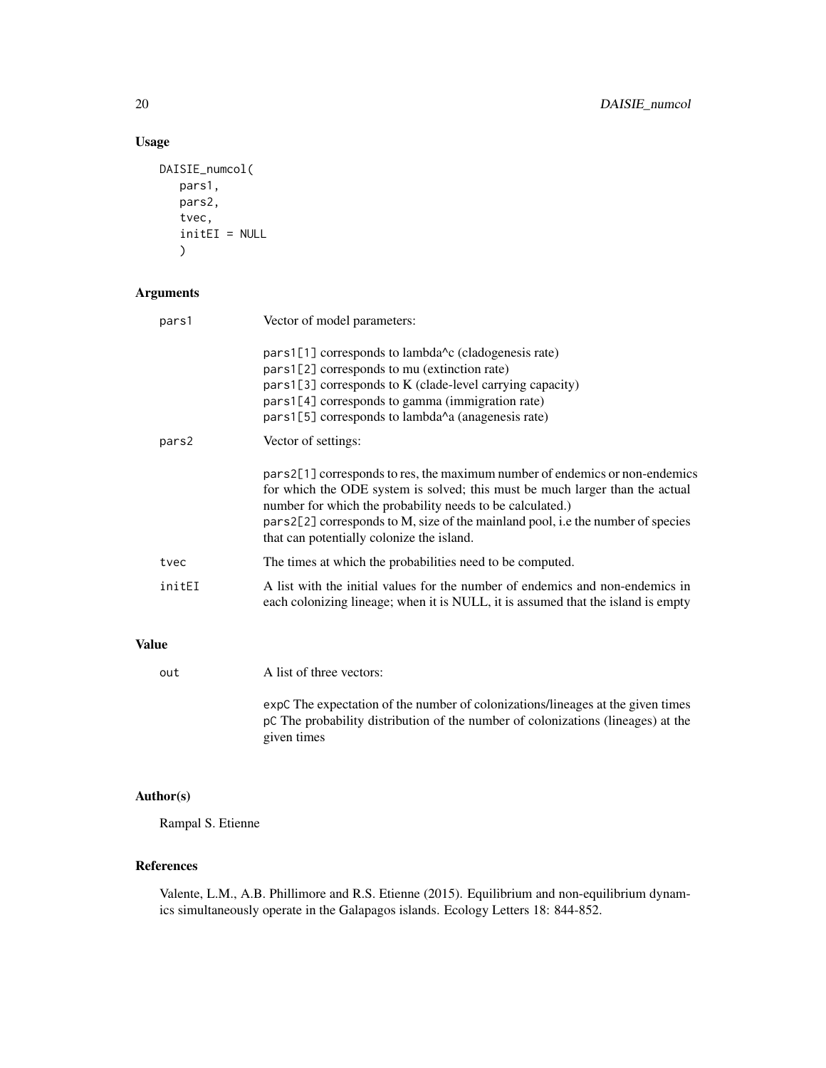## Usage

```
DAISIE_numcol(
   pars1,
   pars2,
   tvec,
   initEI = NULL
   )
```

## Arguments

| | |
|---|---|
| pars1 | Vector of model parameters:<br><br>pars1[1] corresponds to lambda^c (cladogenesis rate)<br>pars1[2] corresponds to mu (extinction rate)<br>pars1[3] corresponds to K (clade-level carrying capacity)<br>pars1[4] corresponds to gamma (immigration rate)<br>pars1[5] corresponds to lambda^a (anagenesis rate) |
| pars2 | Vector of settings:<br><br>pars2[1] corresponds to res, the maximum number of endemics or non-endemics for which the ODE system is solved; this must be much larger than the actual number for which the probability needs to be calculated.)<br>pars2[2] corresponds to M, size of the mainland pool, i.e the number of species that can potentially colonize the island. |
| tvec | The times at which the probabilities need to be computed. |
| initEI | A list with the initial values for the number of endemics and non-endemics in each colonizing lineage; when it is NULL, it is assumed that the island is empty |

## Value

| | |
|---|---|
| out | A list of three vectors:<br><br>expC The expectation of the number of colonizations/lineages at the given times<br>pC The probability distribution of the number of colonizations (lineages) at the given times |

## Author(s)

Rampal S. Etienne

## References

Valente, L.M., A.B. Phillimore and R.S. Etienne (2015). Equilibrium and non-equilibrium dynamics simultaneously operate in the Galapagos islands. Ecology Letters 18: 844-852.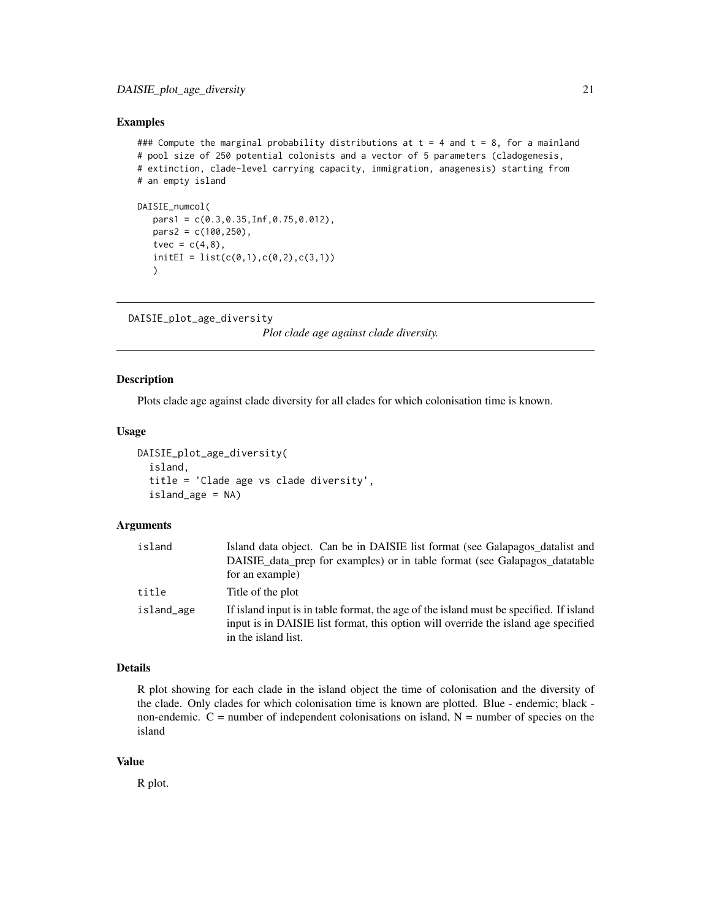## Examples

```
### Compute the marginal probability distributions at t = 4 and t = 8, for a mainland
# pool size of 250 potential colonists and a vector of 5 parameters (cladogenesis,
# extinction, clade-level carrying capacity, immigration, anagenesis) starting from
# an empty island

DAISIE_numcol(
   pars1 = c(0.3,0.35,Inf,0.75,0.012),
   pars2 = c(100,250),
   tvec = c(4,8),
   initEI = list(c(0,1),c(0,2),c(3,1))
   )
```

---

# DAISIE_plot_age_diversity

*Plot clade age against clade diversity.*

---

## Description

Plots clade age against clade diversity for all clades for which colonisation time is known.

## Usage

```
DAISIE_plot_age_diversity(
  island,
  title = 'Clade age vs clade diversity',
  island_age = NA)
```

## Arguments

| | |
|---|---|
| island | Island data object. Can be in DAISIE list format (see Galapagos_datalist and DAISIE_data_prep for examples) or in table format (see Galapagos_datatable for an example) |
| title | Title of the plot |
| island_age | If island input is in table format, the age of the island must be specified. If island input is in DAISIE list format, this option will override the island age specified in the island list. |

## Details

R plot showing for each clade in the island object the time of colonisation and the diversity of the clade. Only clades for which colonisation time is known are plotted. Blue - endemic; black - non-endemic. C = number of independent colonisations on island, N = number of species on the island

## Value

R plot.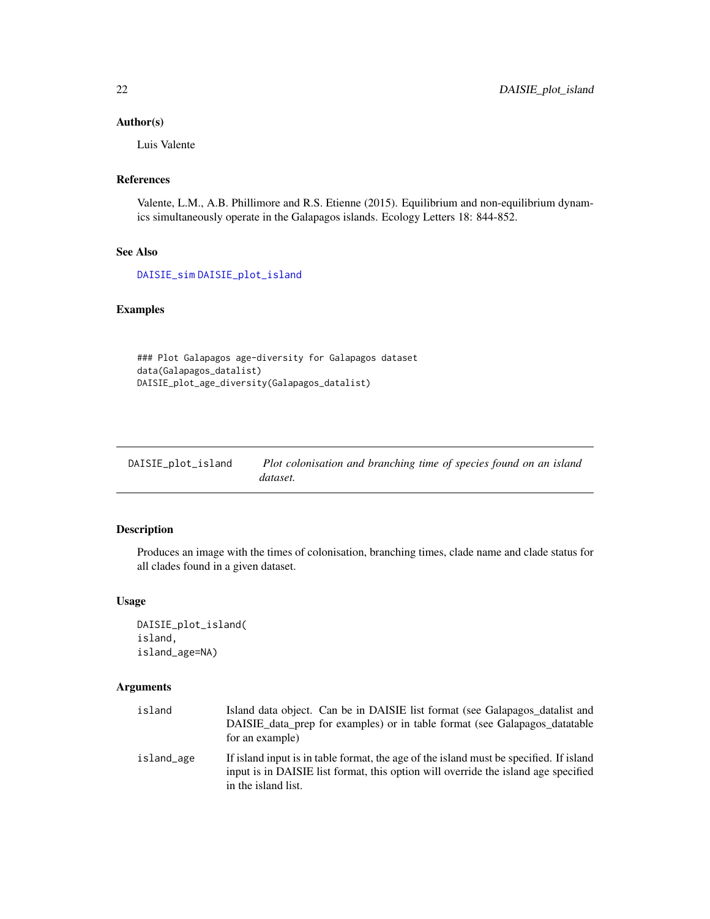### Author(s)

Luis Valente

### References

Valente, L.M., A.B. Phillimore and R.S. Etienne (2015). Equilibrium and non-equilibrium dynamics simultaneously operate in the Galapagos islands. Ecology Letters 18: 844-852.

### See Also

DAISIE_sim DAISIE_plot_island

### Examples

```
### Plot Galapagos age-diversity for Galapagos dataset
data(Galapagos_datalist)
DAISIE_plot_age_diversity(Galapagos_datalist)
```

---

## DAISIE_plot_island — *Plot colonisation and branching time of species found on an island dataset.*

### Description

Produces an image with the times of colonisation, branching times, clade name and clade status for all clades found in a given dataset.

### Usage

```
DAISIE_plot_island(
island,
island_age=NA)
```

### Arguments

| | |
|---|---|
| island | Island data object. Can be in DAISIE list format (see Galapagos_datalist and DAISIE_data_prep for examples) or in table format (see Galapagos_datatable for an example) |
| island_age | If island input is in table format, the age of the island must be specified. If island input is in DAISIE list format, this option will override the island age specified in the island list. |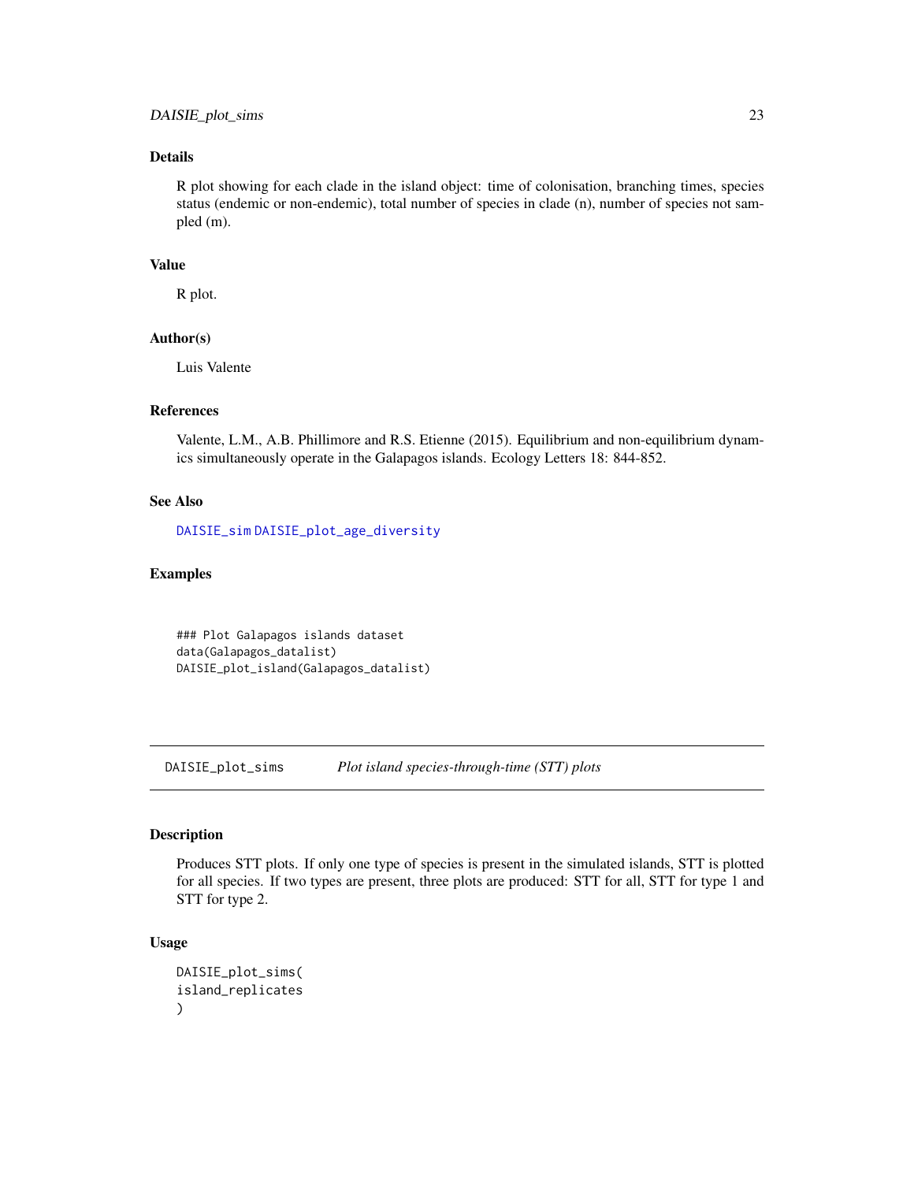### Details

R plot showing for each clade in the island object: time of colonisation, branching times, species status (endemic or non-endemic), total number of species in clade (n), number of species not sampled (m).

### Value

R plot.

### Author(s)

Luis Valente

### References

Valente, L.M., A.B. Phillimore and R.S. Etienne (2015). Equilibrium and non-equilibrium dynamics simultaneously operate in the Galapagos islands. Ecology Letters 18: 844-852.

### See Also

DAISIE_sim DAISIE_plot_age_diversity

### Examples

```
### Plot Galapagos islands dataset
data(Galapagos_datalist)
DAISIE_plot_island(Galapagos_datalist)
```

---

## DAISIE_plot_sims *Plot island species-through-time (STT) plots*

### Description

Produces STT plots. If only one type of species is present in the simulated islands, STT is plotted for all species. If two types are present, three plots are produced: STT for all, STT for type 1 and STT for type 2.

### Usage

```
DAISIE_plot_sims(
island_replicates
)
```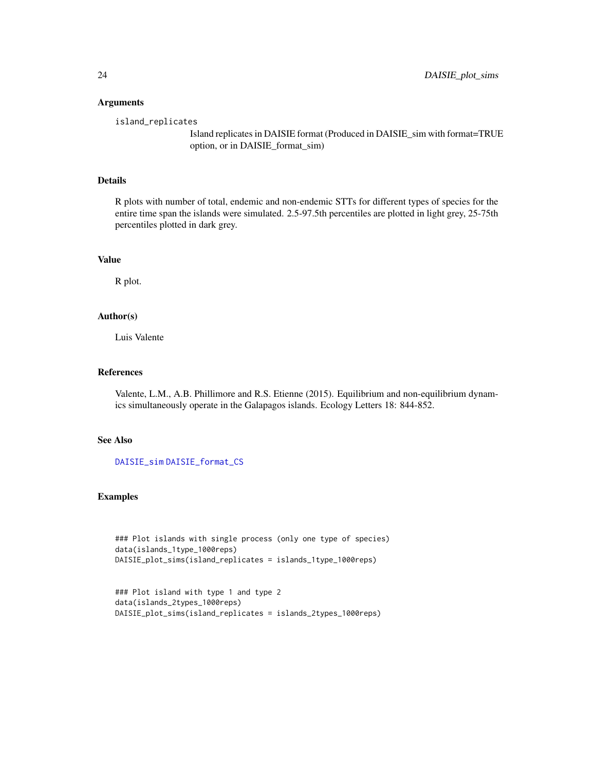### Arguments

`island_replicates`
: Island replicates in DAISIE format (Produced in DAISIE_sim with format=TRUE option, or in DAISIE_format_sim)

### Details

R plots with number of total, endemic and non-endemic STTs for different types of species for the entire time span the islands were simulated. 2.5-97.5th percentiles are plotted in light grey, 25-75th percentiles plotted in dark grey.

### Value

R plot.

### Author(s)

Luis Valente

### References

Valente, L.M., A.B. Phillimore and R.S. Etienne (2015). Equilibrium and non-equilibrium dynamics simultaneously operate in the Galapagos islands. Ecology Letters 18: 844-852.

### See Also

DAISIE_sim DAISIE_format_CS

### Examples

```
### Plot islands with single process (only one type of species)
data(islands_1type_1000reps)
DAISIE_plot_sims(island_replicates = islands_1type_1000reps)


### Plot island with type 1 and type 2
data(islands_2types_1000reps)
DAISIE_plot_sims(island_replicates = islands_2types_1000reps)
```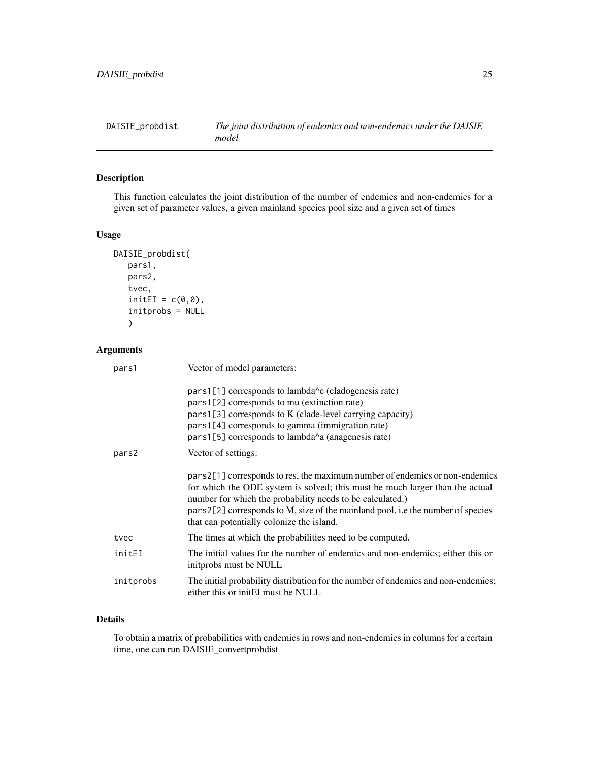## DAISIE_probdist — *The joint distribution of endemics and non-endemics under the DAISIE model*

### Description

This function calculates the joint distribution of the number of endemics and non-endemics for a given set of parameter values, a given mainland species pool size and a given set of times

### Usage

```
DAISIE_probdist(
   pars1,
   pars2,
   tvec,
   initEI = c(0,0),
   initprobs = NULL
   )
```

### Arguments

| | |
|---|---|
| pars1 | Vector of model parameters:<br><br>`pars1[1]` corresponds to lambda^c (cladogenesis rate)<br>`pars1[2]` corresponds to mu (extinction rate)<br>`pars1[3]` corresponds to K (clade-level carrying capacity)<br>`pars1[4]` corresponds to gamma (immigration rate)<br>`pars1[5]` corresponds to lambda^a (anagenesis rate) |
| pars2 | Vector of settings:<br><br>`pars2[1]` corresponds to res, the maximum number of endemics or non-endemics for which the ODE system is solved; this must be much larger than the actual number for which the probability needs to be calculated.)<br>`pars2[2]` corresponds to M, size of the mainland pool, i.e the number of species that can potentially colonize the island. |
| tvec | The times at which the probabilities need to be computed. |
| initEI | The initial values for the number of endemics and non-endemics; either this or initprobs must be NULL |
| initprobs | The initial probability distribution for the number of endemics and non-endemics; either this or initEI must be NULL |

### Details

To obtain a matrix of probabilities with endemics in rows and non-endemics in columns for a certain time, one can run DAISIE_convertprobdist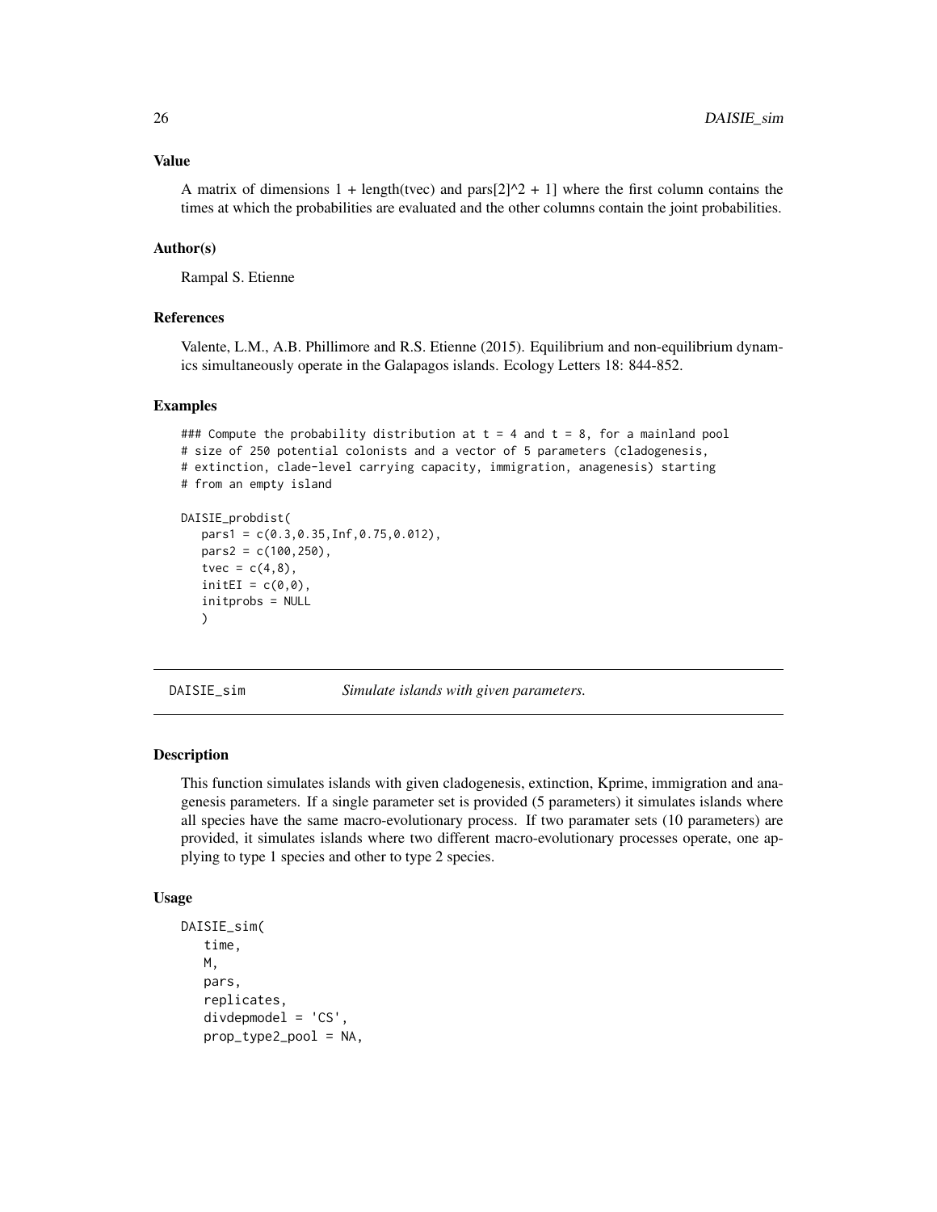### Value

A matrix of dimensions 1 + length(tvec) and pars[2]^2 + 1] where the first column contains the times at which the probabilities are evaluated and the other columns contain the joint probabilities.

### Author(s)

Rampal S. Etienne

### References

Valente, L.M., A.B. Phillimore and R.S. Etienne (2015). Equilibrium and non-equilibrium dynamics simultaneously operate in the Galapagos islands. Ecology Letters 18: 844-852.

### Examples

```
### Compute the probability distribution at t = 4 and t = 8, for a mainland pool
# size of 250 potential colonists and a vector of 5 parameters (cladogenesis,
# extinction, clade-level carrying capacity, immigration, anagenesis) starting
# from an empty island

DAISIE_probdist(
   pars1 = c(0.3,0.35,Inf,0.75,0.012),
   pars2 = c(100,250),
   tvec = c(4,8),
   initEI = c(0,0),
   initprobs = NULL
   )
```

---

## DAISIE_sim *Simulate islands with given parameters.*

### Description

This function simulates islands with given cladogenesis, extinction, Kprime, immigration and anagenesis parameters. If a single parameter set is provided (5 parameters) it simulates islands where all species have the same macro-evolutionary process. If two paramater sets (10 parameters) are provided, it simulates islands where two different macro-evolutionary processes operate, one applying to type 1 species and other to type 2 species.

### Usage

```
DAISIE_sim(
   time,
   M,
   pars,
   replicates,
   divdepmodel = 'CS',
   prop_type2_pool = NA,
```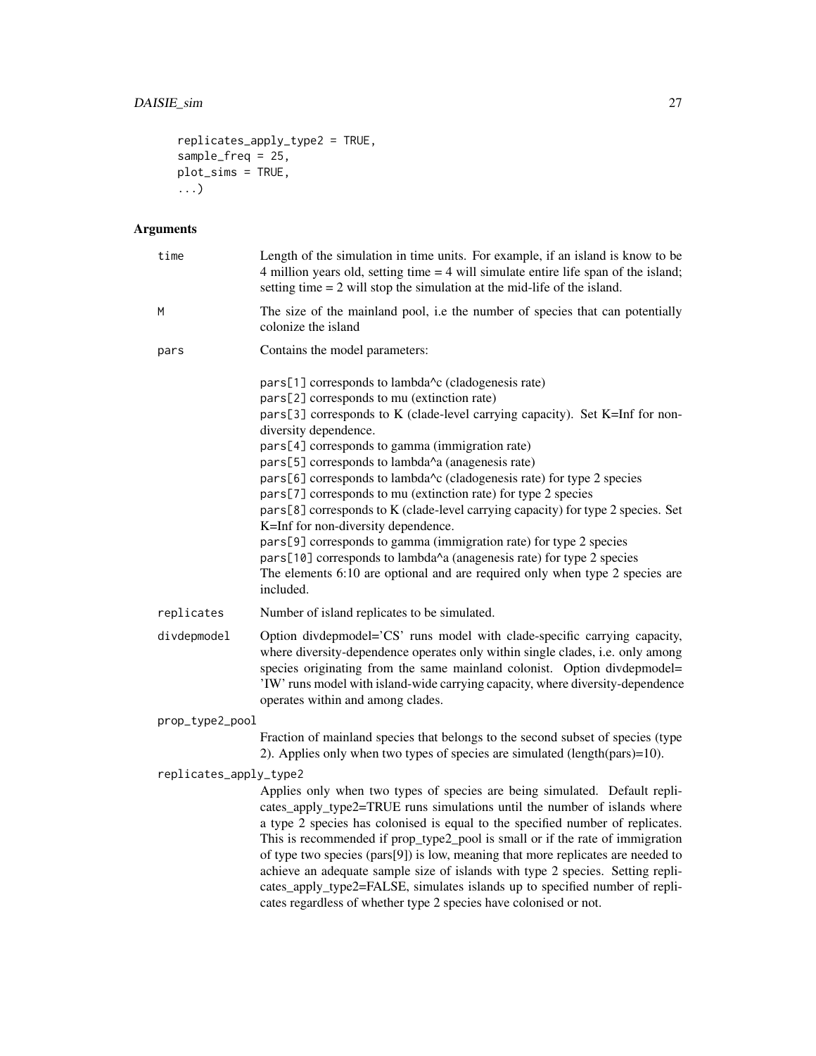```
    replicates_apply_type2 = TRUE,
    sample_freq = 25,
    plot_sims = TRUE,
    ...)
```

## Arguments

**time** Length of the simulation in time units. For example, if an island is know to be 4 million years old, setting time = 4 will simulate entire life span of the island; setting time = 2 will stop the simulation at the mid-life of the island.

**M** The size of the mainland pool, i.e the number of species that can potentially colonize the island

**pars** Contains the model parameters:

pars[1] corresponds to lambda^c (cladogenesis rate)
pars[2] corresponds to mu (extinction rate)
pars[3] corresponds to K (clade-level carrying capacity). Set K=Inf for non-diversity dependence.
pars[4] corresponds to gamma (immigration rate)
pars[5] corresponds to lambda^a (anagenesis rate)
pars[6] corresponds to lambda^c (cladogenesis rate) for type 2 species
pars[7] corresponds to mu (extinction rate) for type 2 species
pars[8] corresponds to K (clade-level carrying capacity) for type 2 species. Set K=Inf for non-diversity dependence.
pars[9] corresponds to gamma (immigration rate) for type 2 species
pars[10] corresponds to lambda^a (anagenesis rate) for type 2 species
The elements 6:10 are optional and are required only when type 2 species are included.

**replicates** Number of island replicates to be simulated.

**divdepmodel** Option divdepmodel='CS' runs model with clade-specific carrying capacity, where diversity-dependence operates only within single clades, i.e. only among species originating from the same mainland colonist. Option divdepmodel= 'IW' runs model with island-wide carrying capacity, where diversity-dependence operates within and among clades.

**prop_type2_pool** Fraction of mainland species that belongs to the second subset of species (type 2). Applies only when two types of species are simulated (length(pars)=10).

**replicates_apply_type2** Applies only when two types of species are being simulated. Default replicates_apply_type2=TRUE runs simulations until the number of islands where a type 2 species has colonised is equal to the specified number of replicates. This is recommended if prop_type2_pool is small or if the rate of immigration of type two species (pars[9]) is low, meaning that more replicates are needed to achieve an adequate sample size of islands with type 2 species. Setting replicates_apply_type2=FALSE, simulates islands up to specified number of replicates regardless of whether type 2 species have colonised or not.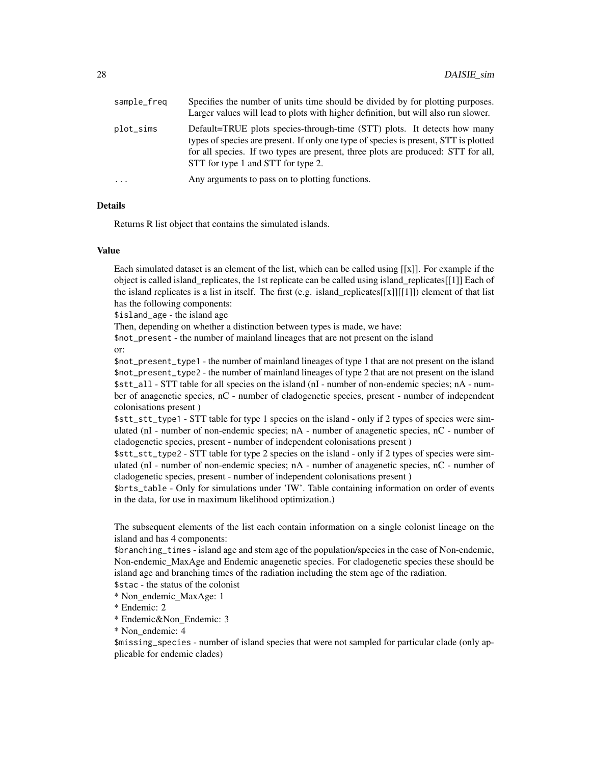| | |
|---|---|
| sample_freq | Specifies the number of units time should be divided by for plotting purposes. Larger values will lead to plots with higher definition, but will also run slower. |
| plot_sims | Default=TRUE plots species-through-time (STT) plots. It detects how many types of species are present. If only one type of species is present, STT is plotted for all species. If two types are present, three plots are produced: STT for all, STT for type 1 and STT for type 2. |
| ... | Any arguments to pass on to plotting functions. |

### Details

Returns R list object that contains the simulated islands.

### Value

Each simulated dataset is an element of the list, which can be called using [[x]]. For example if the object is called island_replicates, the 1st replicate can be called using island_replicates[[1]] Each of the island replicates is a list in itself. The first (e.g. island_replicates[[x]][[1]]) element of that list has the following components:
`$island_age` - the island age
Then, depending on whether a distinction between types is made, we have:
`$not_present` - the number of mainland lineages that are not present on the island
or:
`$not_present_type1` - the number of mainland lineages of type 1 that are not present on the island
`$not_present_type2` - the number of mainland lineages of type 2 that are not present on the island
`$stt_all` - STT table for all species on the island (nI - number of non-endemic species; nA - number of anagenetic species, nC - number of cladogenetic species, present - number of independent colonisations present )
`$stt_stt_type1` - STT table for type 1 species on the island - only if 2 types of species were simulated (nI - number of non-endemic species; nA - number of anagenetic species, nC - number of cladogenetic species, present - number of independent colonisations present )
`$stt_stt_type2` - STT table for type 2 species on the island - only if 2 types of species were simulated (nI - number of non-endemic species; nA - number of anagenetic species, nC - number of cladogenetic species, present - number of independent colonisations present )
`$brts_table` - Only for simulations under 'IW'. Table containing information on order of events in the data, for use in maximum likelihood optimization.)

The subsequent elements of the list each contain information on a single colonist lineage on the island and has 4 components:
`$branching_times` - island age and stem age of the population/species in the case of Non-endemic, Non-endemic_MaxAge and Endemic anagenetic species. For cladogenetic species these should be island age and branching times of the radiation including the stem age of the radiation.
`$stac` - the status of the colonist
* Non_endemic_MaxAge: 1
* Endemic: 2
* Endemic&Non_Endemic: 3
* Non_endemic: 4
`$missing_species` - number of island species that were not sampled for particular clade (only applicable for endemic clades)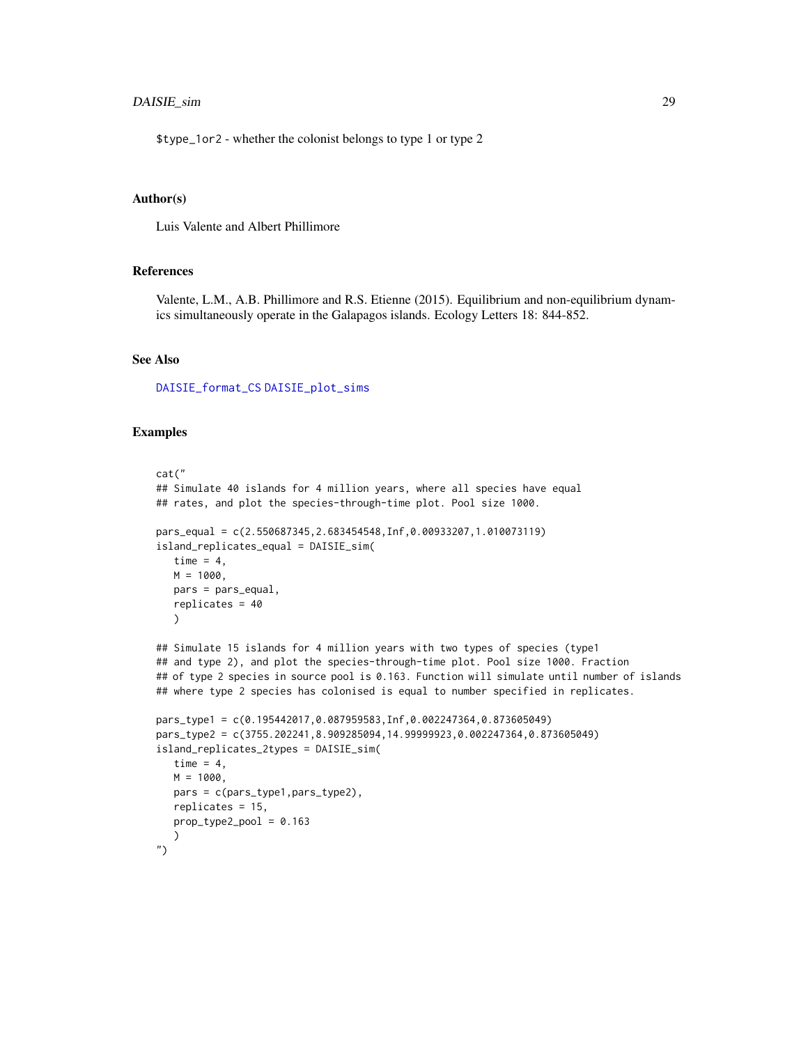$type_1or2 - whether the colonist belongs to type 1 or type 2

## Author(s)

Luis Valente and Albert Phillimore

## References

Valente, L.M., A.B. Phillimore and R.S. Etienne (2015). Equilibrium and non-equilibrium dynamics simultaneously operate in the Galapagos islands. Ecology Letters 18: 844-852.

## See Also

DAISIE_format_CS DAISIE_plot_sims

## Examples

```
cat("
## Simulate 40 islands for 4 million years, where all species have equal
## rates, and plot the species-through-time plot. Pool size 1000.

pars_equal = c(2.550687345,2.683454548,Inf,0.00933207,1.010073119)
island_replicates_equal = DAISIE_sim(
   time = 4,
   M = 1000,
   pars = pars_equal,
   replicates = 40
   )

## Simulate 15 islands for 4 million years with two types of species (type1
## and type 2), and plot the species-through-time plot. Pool size 1000. Fraction
## of type 2 species in source pool is 0.163. Function will simulate until number of islands
## where type 2 species has colonised is equal to number specified in replicates.

pars_type1 = c(0.195442017,0.087959583,Inf,0.002247364,0.873605049)
pars_type2 = c(3755.202241,8.909285094,14.99999923,0.002247364,0.873605049)
island_replicates_2types = DAISIE_sim(
   time = 4,
   M = 1000,
   pars = c(pars_type1,pars_type2),
   replicates = 15,
   prop_type2_pool = 0.163
   )
")
```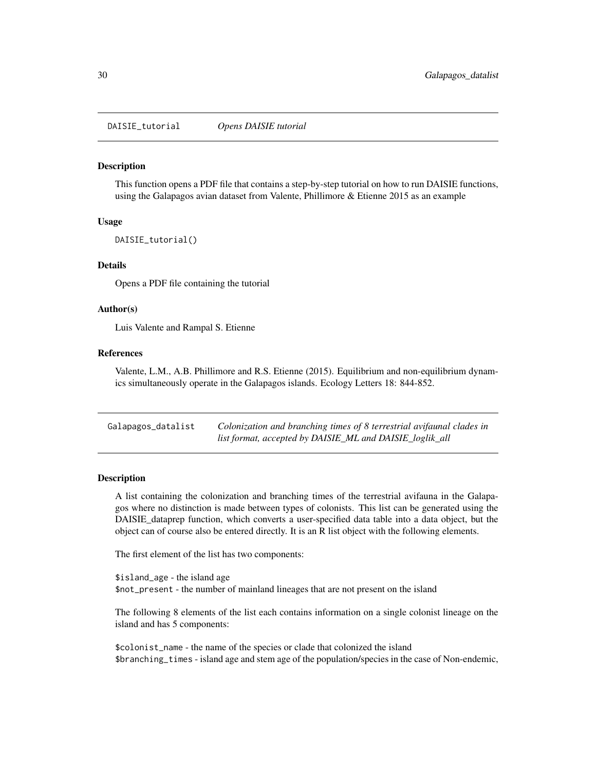## DAISIE_tutorial *Opens DAISIE tutorial*

### Description

This function opens a PDF file that contains a step-by-step tutorial on how to run DAISIE functions, using the Galapagos avian dataset from Valente, Phillimore & Etienne 2015 as an example

### Usage

```
DAISIE_tutorial()
```

### Details

Opens a PDF file containing the tutorial

### Author(s)

Luis Valente and Rampal S. Etienne

### References

Valente, L.M., A.B. Phillimore and R.S. Etienne (2015). Equilibrium and non-equilibrium dynamics simultaneously operate in the Galapagos islands. Ecology Letters 18: 844-852.

## Galapagos_datalist *Colonization and branching times of 8 terrestrial avifaunal clades in list format, accepted by DAISIE_ML and DAISIE_loglik_all*

### Description

A list containing the colonization and branching times of the terrestrial avifauna in the Galapagos where no distinction is made between types of colonists. This list can be generated using the DAISIE_dataprep function, which converts a user-specified data table into a data object, but the object can of course also be entered directly. It is an R list object with the following elements.

The first element of the list has two components:

`$island_age` - the island age
`$not_present` - the number of mainland lineages that are not present on the island

The following 8 elements of the list each contains information on a single colonist lineage on the island and has 5 components:

`$colonist_name` - the name of the species or clade that colonized the island
`$branching_times` - island age and stem age of the population/species in the case of Non-endemic,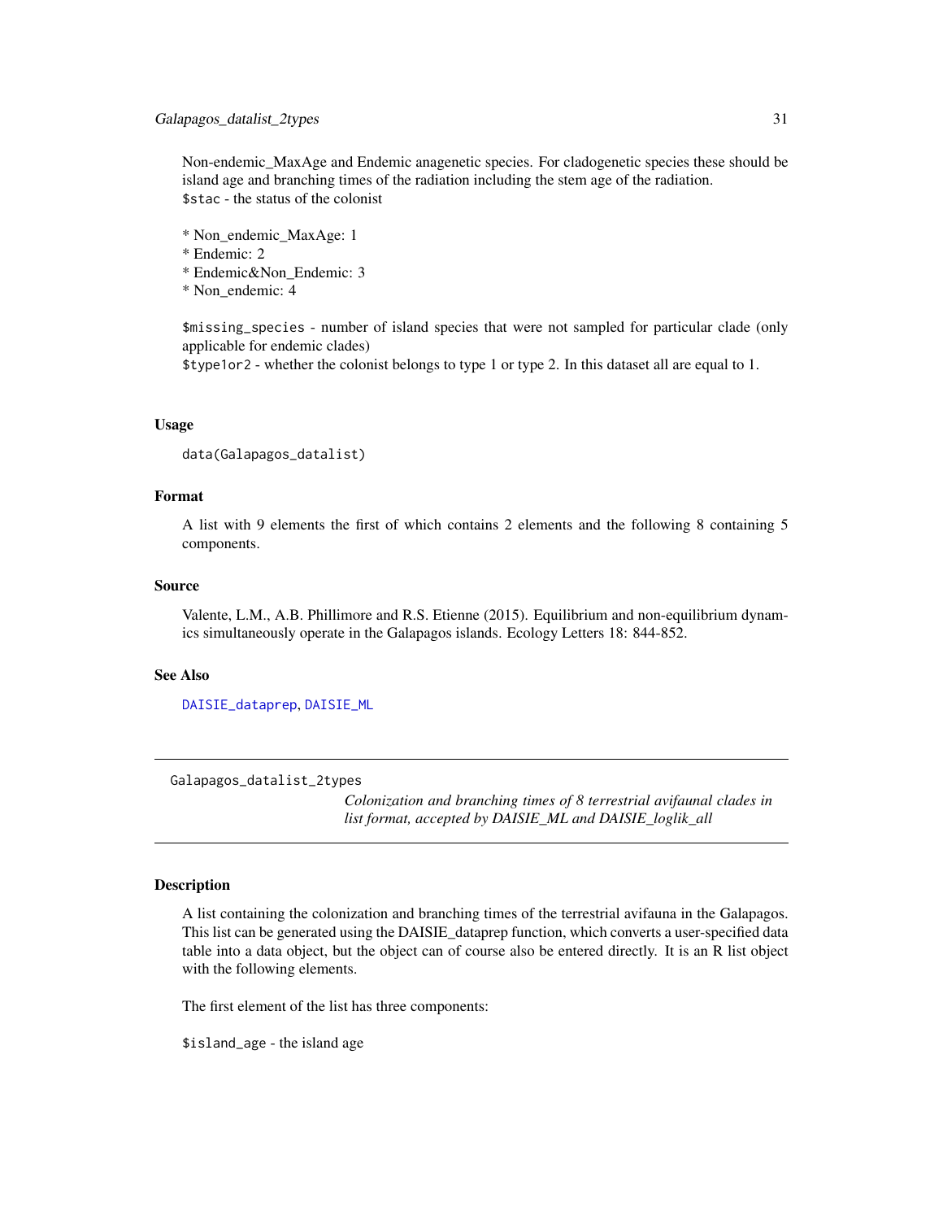Non-endemic_MaxAge and Endemic anagenetic species. For cladogenetic species these should be island age and branching times of the radiation including the stem age of the radiation.
`$stac` - the status of the colonist

* Non_endemic_MaxAge: 1
* Endemic: 2
* Endemic&Non_Endemic: 3
* Non_endemic: 4

`$missing_species` - number of island species that were not sampled for particular clade (only applicable for endemic clades)
`$type1or2` - whether the colonist belongs to type 1 or type 2. In this dataset all are equal to 1.

### Usage

```
data(Galapagos_datalist)
```

### Format

A list with 9 elements the first of which contains 2 elements and the following 8 containing 5 components.

### Source

Valente, L.M., A.B. Phillimore and R.S. Etienne (2015). Equilibrium and non-equilibrium dynamics simultaneously operate in the Galapagos islands. Ecology Letters 18: 844-852.

### See Also

DAISIE_dataprep, DAISIE_ML

---

## Galapagos_datalist_2types

*Colonization and branching times of 8 terrestrial avifaunal clades in list format, accepted by DAISIE_ML and DAISIE_loglik_all*

---

### Description

A list containing the colonization and branching times of the terrestrial avifauna in the Galapagos. This list can be generated using the DAISIE_dataprep function, which converts a user-specified data table into a data object, but the object can of course also be entered directly. It is an R list object with the following elements.

The first element of the list has three components:

`$island_age` - the island age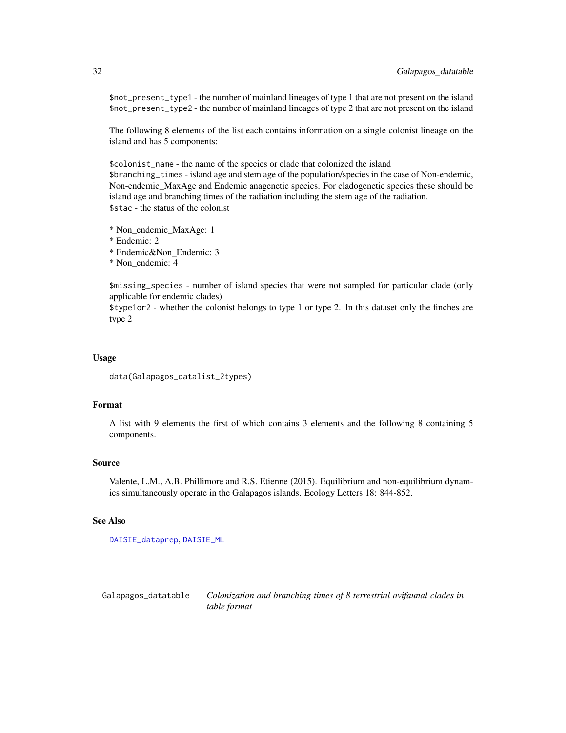$not_present_type1 - the number of mainland lineages of type 1 that are not present on the island
$not_present_type2 - the number of mainland lineages of type 2 that are not present on the island

The following 8 elements of the list each contains information on a single colonist lineage on the island and has 5 components:

$colonist_name - the name of the species or clade that colonized the island
$branching_times - island age and stem age of the population/species in the case of Non-endemic, Non-endemic_MaxAge and Endemic anagenetic species. For cladogenetic species these should be island age and branching times of the radiation including the stem age of the radiation.
$stac - the status of the colonist

* Non_endemic_MaxAge: 1
* Endemic: 2
* Endemic&Non_Endemic: 3
* Non_endemic: 4

$missing_species - number of island species that were not sampled for particular clade (only applicable for endemic clades)
$type1or2 - whether the colonist belongs to type 1 or type 2. In this dataset only the finches are type 2

### Usage

```
data(Galapagos_datalist_2types)
```

### Format

A list with 9 elements the first of which contains 3 elements and the following 8 containing 5 components.

### Source

Valente, L.M., A.B. Phillimore and R.S. Etienne (2015). Equilibrium and non-equilibrium dynamics simultaneously operate in the Galapagos islands. Ecology Letters 18: 844-852.

### See Also

DAISIE_dataprep, DAISIE_ML

---

## Galapagos_datatable — *Colonization and branching times of 8 terrestrial avifaunal clades in table format*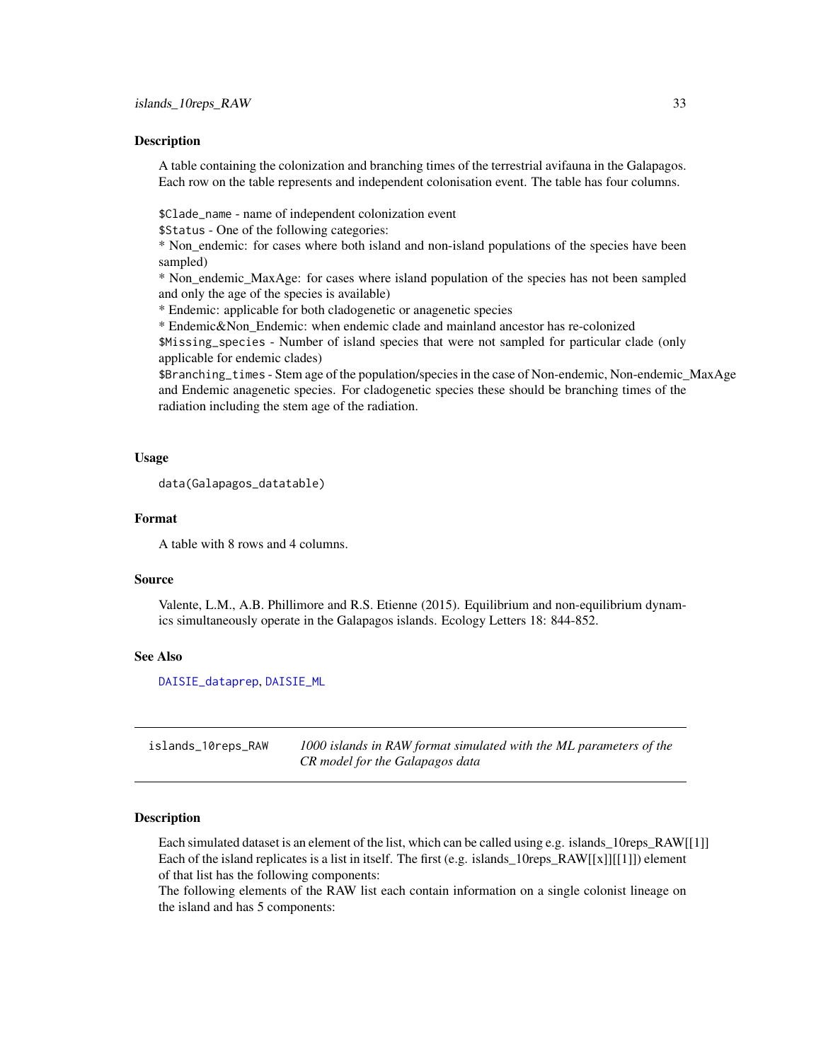## Description

A table containing the colonization and branching times of the terrestrial avifauna in the Galapagos. Each row on the table represents and independent colonisation event. The table has four columns.

`$Clade_name` - name of independent colonization event
`$Status` - One of the following categories:
* Non_endemic: for cases where both island and non-island populations of the species have been sampled)
* Non_endemic_MaxAge: for cases where island population of the species has not been sampled and only the age of the species is available)
* Endemic: applicable for both cladogenetic or anagenetic species
* Endemic&Non_Endemic: when endemic clade and mainland ancestor has re-colonized
`$Missing_species` - Number of island species that were not sampled for particular clade (only applicable for endemic clades)
`$Branching_times` - Stem age of the population/species in the case of Non-endemic, Non-endemic_MaxAge and Endemic anagenetic species. For cladogenetic species these should be branching times of the radiation including the stem age of the radiation.

## Usage

```
data(Galapagos_datatable)
```

## Format

A table with 8 rows and 4 columns.

## Source

Valente, L.M., A.B. Phillimore and R.S. Etienne (2015). Equilibrium and non-equilibrium dynamics simultaneously operate in the Galapagos islands. Ecology Letters 18: 844-852.

## See Also

`DAISIE_dataprep`, `DAISIE_ML`

---

# islands_10reps_RAW

*1000 islands in RAW format simulated with the ML parameters of the CR model for the Galapagos data*

## Description

Each simulated dataset is an element of the list, which can be called using e.g. islands_10reps_RAW[[1]] Each of the island replicates is a list in itself. The first (e.g. islands_10reps_RAW[[x]][[1]]) element of that list has the following components:
The following elements of the RAW list each contain information on a single colonist lineage on the island and has 5 components: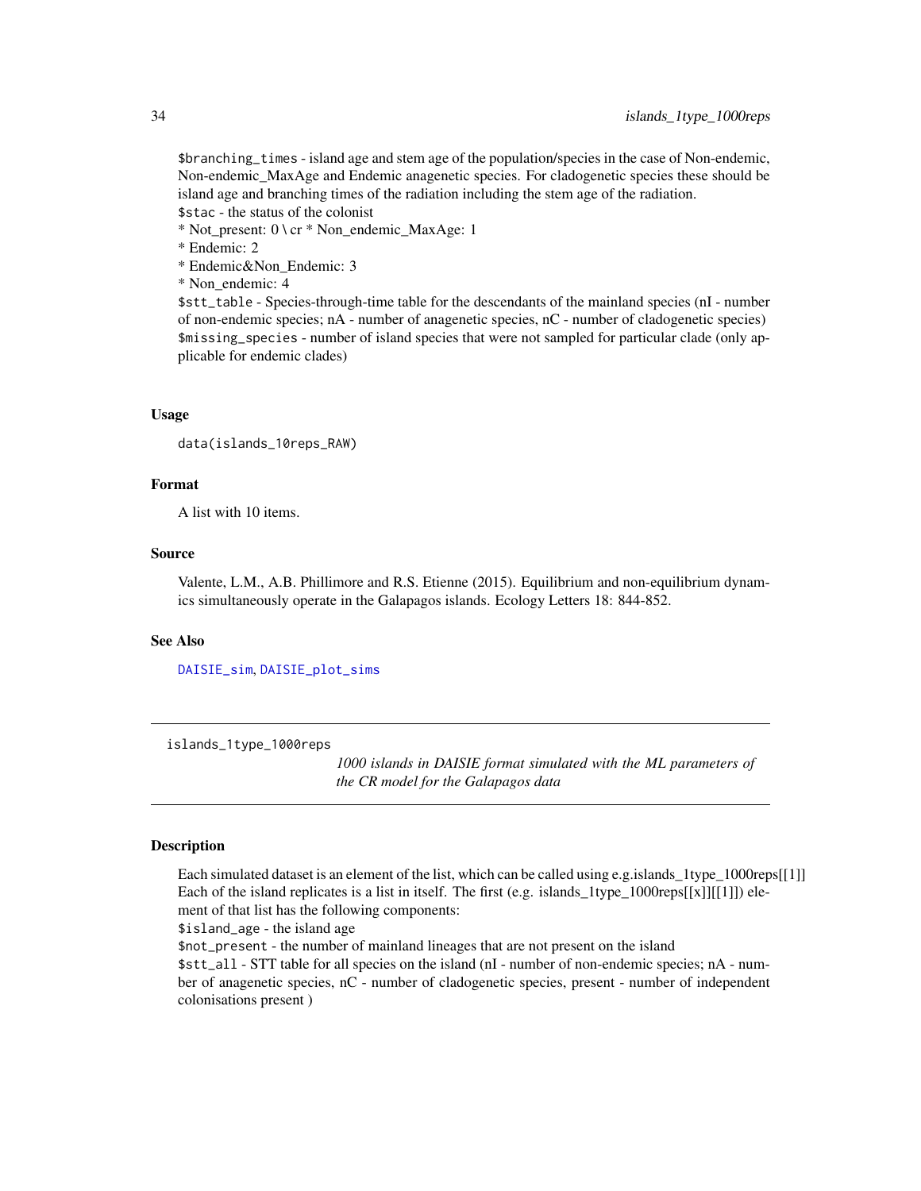$branching_times - island age and stem age of the population/species in the case of Non-endemic, Non-endemic_MaxAge and Endemic anagenetic species. For cladogenetic species these should be island age and branching times of the radiation including the stem age of the radiation.
$stac - the status of the colonist
* Not_present: 0 \ cr * Non_endemic_MaxAge: 1
* Endemic: 2
* Endemic&Non_Endemic: 3
* Non_endemic: 4
$stt_table - Species-through-time table for the descendants of the mainland species (nI - number of non-endemic species; nA - number of anagenetic species, nC - number of cladogenetic species)
$missing_species - number of island species that were not sampled for particular clade (only applicable for endemic clades)

### Usage

```
data(islands_10reps_RAW)
```

### Format

A list with 10 items.

### Source

Valente, L.M., A.B. Phillimore and R.S. Etienne (2015). Equilibrium and non-equilibrium dynamics simultaneously operate in the Galapagos islands. Ecology Letters 18: 844-852.

### See Also

DAISIE_sim, DAISIE_plot_sims

---

## islands_1type_1000reps

*1000 islands in DAISIE format simulated with the ML parameters of the CR model for the Galapagos data*

### Description

Each simulated dataset is an element of the list, which can be called using e.g.islands_1type_1000reps[[1]] Each of the island replicates is a list in itself. The first (e.g. islands_1type_1000reps[[x]][[1]]) element of that list has the following components:
$island_age - the island age
$not_present - the number of mainland lineages that are not present on the island
$stt_all - STT table for all species on the island (nI - number of non-endemic species; nA - number of anagenetic species, nC - number of cladogenetic species, present - number of independent colonisations present )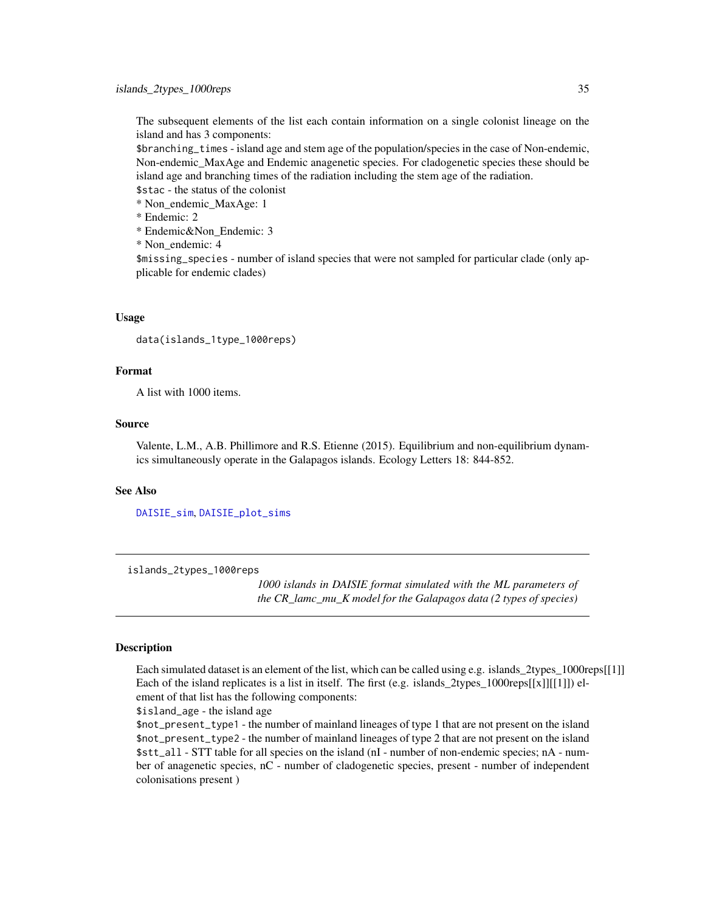The subsequent elements of the list each contain information on a single colonist lineage on the island and has 3 components:
`$branching_times` - island age and stem age of the population/species in the case of Non-endemic, Non-endemic_MaxAge and Endemic anagenetic species. For cladogenetic species these should be island age and branching times of the radiation including the stem age of the radiation.
`$stac` - the status of the colonist
* Non_endemic_MaxAge: 1
* Endemic: 2
* Endemic&Non_Endemic: 3
* Non_endemic: 4
`$missing_species` - number of island species that were not sampled for particular clade (only applicable for endemic clades)

### Usage

```
data(islands_1type_1000reps)
```

### Format

A list with 1000 items.

### Source

Valente, L.M., A.B. Phillimore and R.S. Etienne (2015). Equilibrium and non-equilibrium dynamics simultaneously operate in the Galapagos islands. Ecology Letters 18: 844-852.

### See Also

`DAISIE_sim`, `DAISIE_plot_sims`

---

## islands_2types_1000reps

*1000 islands in DAISIE format simulated with the ML parameters of the CR_lamc_mu_K model for the Galapagos data (2 types of species)*

---

### Description

Each simulated dataset is an element of the list, which can be called using e.g. islands_2types_1000reps[[1]] Each of the island replicates is a list in itself. The first (e.g. islands_2types_1000reps[[x]][[1]]) element of that list has the following components:
`$island_age` - the island age
`$not_present_type1` - the number of mainland lineages of type 1 that are not present on the island
`$not_present_type2` - the number of mainland lineages of type 2 that are not present on the island
`$stt_all` - STT table for all species on the island (nI - number of non-endemic species; nA - number of anagenetic species, nC - number of cladogenetic species, present - number of independent colonisations present )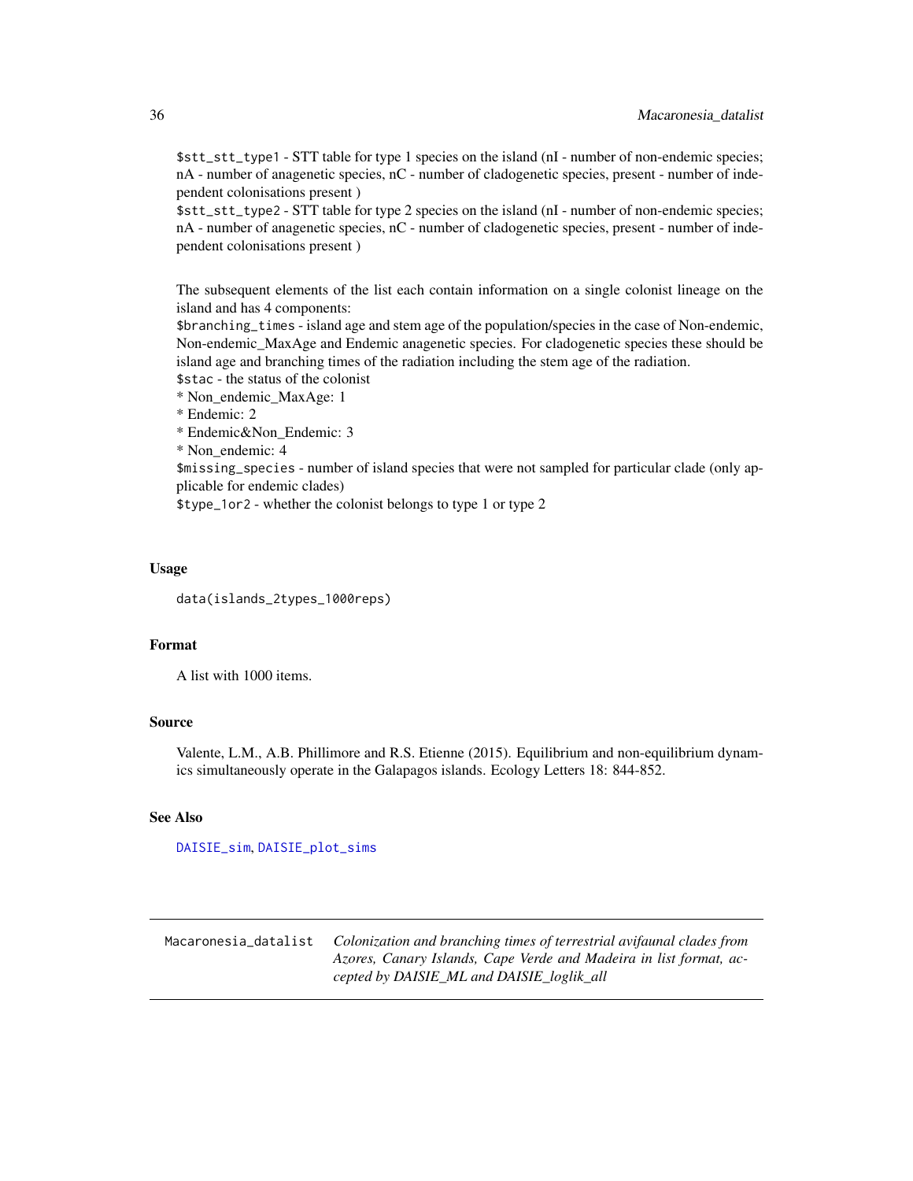$stt_stt_type1 - STT table for type 1 species on the island (nI - number of non-endemic species; nA - number of anagenetic species, nC - number of cladogenetic species, present - number of independent colonisations present )
$stt_stt_type2 - STT table for type 2 species on the island (nI - number of non-endemic species; nA - number of anagenetic species, nC - number of cladogenetic species, present - number of independent colonisations present )

The subsequent elements of the list each contain information on a single colonist lineage on the island and has 4 components:
$branching_times - island age and stem age of the population/species in the case of Non-endemic, Non-endemic_MaxAge and Endemic anagenetic species. For cladogenetic species these should be island age and branching times of the radiation including the stem age of the radiation.
$stac - the status of the colonist
* Non_endemic_MaxAge: 1
* Endemic: 2
* Endemic&Non_Endemic: 3
* Non_endemic: 4
$missing_species - number of island species that were not sampled for particular clade (only applicable for endemic clades)
$type_1or2 - whether the colonist belongs to type 1 or type 2

### Usage

```
data(islands_2types_1000reps)
```

### Format

A list with 1000 items.

### Source

Valente, L.M., A.B. Phillimore and R.S. Etienne (2015). Equilibrium and non-equilibrium dynamics simultaneously operate in the Galapagos islands. Ecology Letters 18: 844-852.

### See Also

DAISIE_sim, DAISIE_plot_sims

---

## Macaronesia_datalist — *Colonization and branching times of terrestrial avifaunal clades from Azores, Canary Islands, Cape Verde and Madeira in list format, accepted by DAISIE_ML and DAISIE_loglik_all*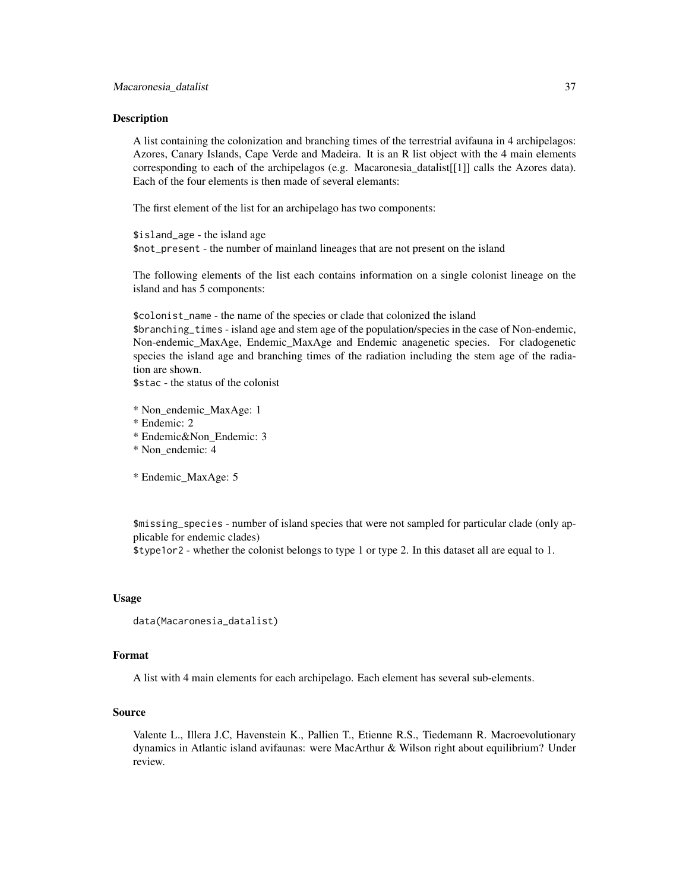## Description

A list containing the colonization and branching times of the terrestrial avifauna in 4 archipelagos: Azores, Canary Islands, Cape Verde and Madeira. It is an R list object with the 4 main elements corresponding to each of the archipelagos (e.g. Macaronesia_datalist[[1]] calls the Azores data). Each of the four elements is then made of several elemants:

The first element of the list for an archipelago has two components:

`$island_age` - the island age
`$not_present` - the number of mainland lineages that are not present on the island

The following elements of the list each contains information on a single colonist lineage on the island and has 5 components:

`$colonist_name` - the name of the species or clade that colonized the island
`$branching_times` - island age and stem age of the population/species in the case of Non-endemic, Non-endemic_MaxAge, Endemic_MaxAge and Endemic anagenetic species. For cladogenetic species the island age and branching times of the radiation including the stem age of the radiation are shown.
`$stac` - the status of the colonist

* Non_endemic_MaxAge: 1
* Endemic: 2
* Endemic&Non_Endemic: 3
* Non_endemic: 4

* Endemic_MaxAge: 5

`$missing_species` - number of island species that were not sampled for particular clade (only applicable for endemic clades)
`$type1or2` - whether the colonist belongs to type 1 or type 2. In this dataset all are equal to 1.

## Usage

```
data(Macaronesia_datalist)
```

## Format

A list with 4 main elements for each archipelago. Each element has several sub-elements.

## Source

Valente L., Illera J.C, Havenstein K., Pallien T., Etienne R.S., Tiedemann R. Macroevolutionary dynamics in Atlantic island avifaunas: were MacArthur & Wilson right about equilibrium? Under review.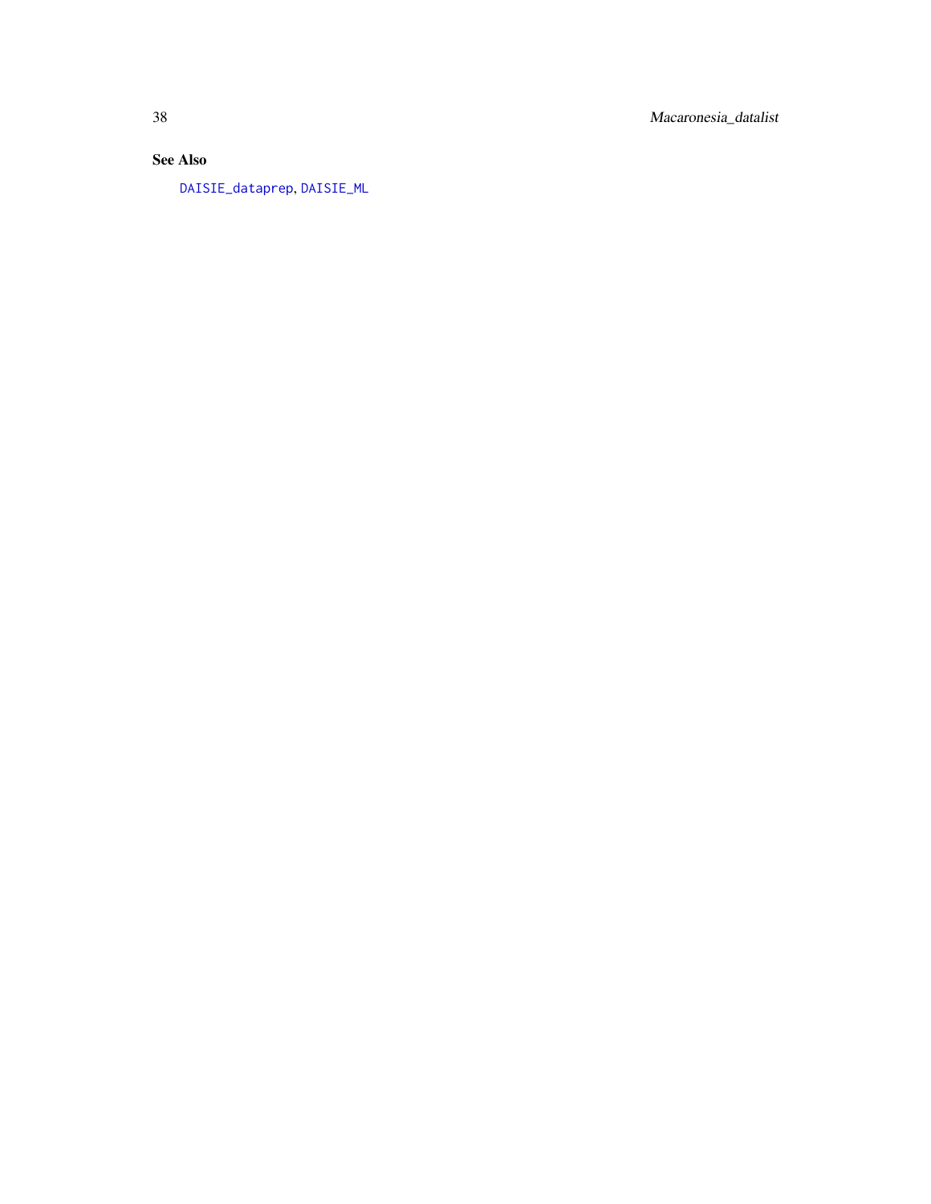### See Also

DAISIE_dataprep, DAISIE_ML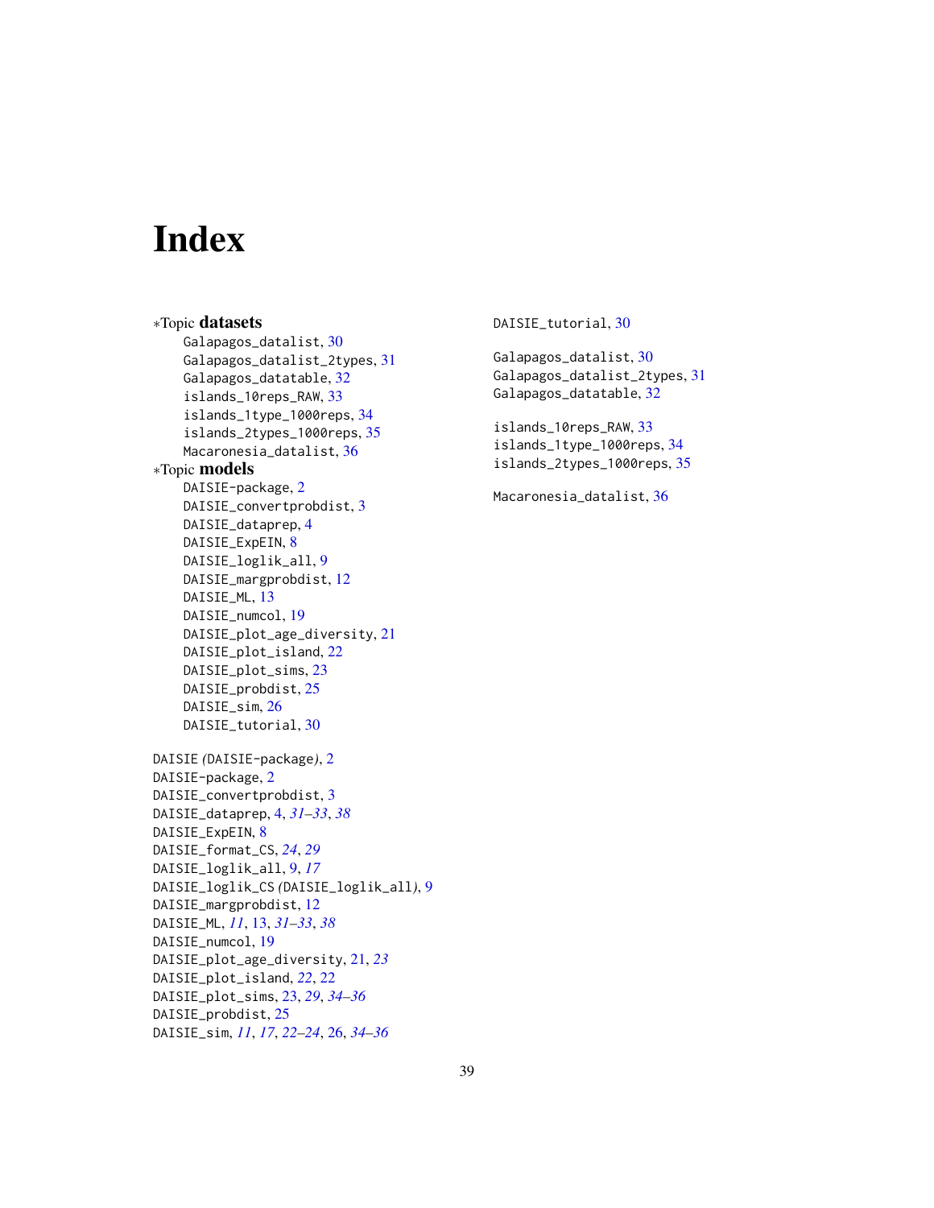# Index

∗Topic **datasets**

Galapagos_datalist, 30
Galapagos_datalist_2types, 31
Galapagos_datatable, 32
islands_10reps_RAW, 33
islands_1type_1000reps, 34
islands_2types_1000reps, 35
Macaronesia_datalist, 36

∗Topic **models**

DAISIE-package, 2
DAISIE_convertprobdist, 3
DAISIE_dataprep, 4
DAISIE_ExpEIN, 8
DAISIE_loglik_all, 9
DAISIE_margprobdist, 12
DAISIE_ML, 13
DAISIE_numcol, 19
DAISIE_plot_age_diversity, 21
DAISIE_plot_island, 22
DAISIE_plot_sims, 23
DAISIE_probdist, 25
DAISIE_sim, 26
DAISIE_tutorial, 30

DAISIE *(*DAISIE-package*)*, 2
DAISIE-package, 2
DAISIE_convertprobdist, 3
DAISIE_dataprep, 4, *31–33*, *38*
DAISIE_ExpEIN, 8
DAISIE_format_CS, *24*, *29*
DAISIE_loglik_all, 9, *17*
DAISIE_loglik_CS *(*DAISIE_loglik_all*)*, 9
DAISIE_margprobdist, 12
DAISIE_ML, *11*, 13, *31–33*, *38*
DAISIE_numcol, 19
DAISIE_plot_age_diversity, 21, *23*
DAISIE_plot_island, *22*, 22
DAISIE_plot_sims, 23, *29*, *34–36*
DAISIE_probdist, 25
DAISIE_sim, *11*, *17*, *22–24*, 26, *34–36*
DAISIE_tutorial, 30

Galapagos_datalist, 30
Galapagos_datalist_2types, 31
Galapagos_datatable, 32

islands_10reps_RAW, 33
islands_1type_1000reps, 34
islands_2types_1000reps, 35

Macaronesia_datalist, 36